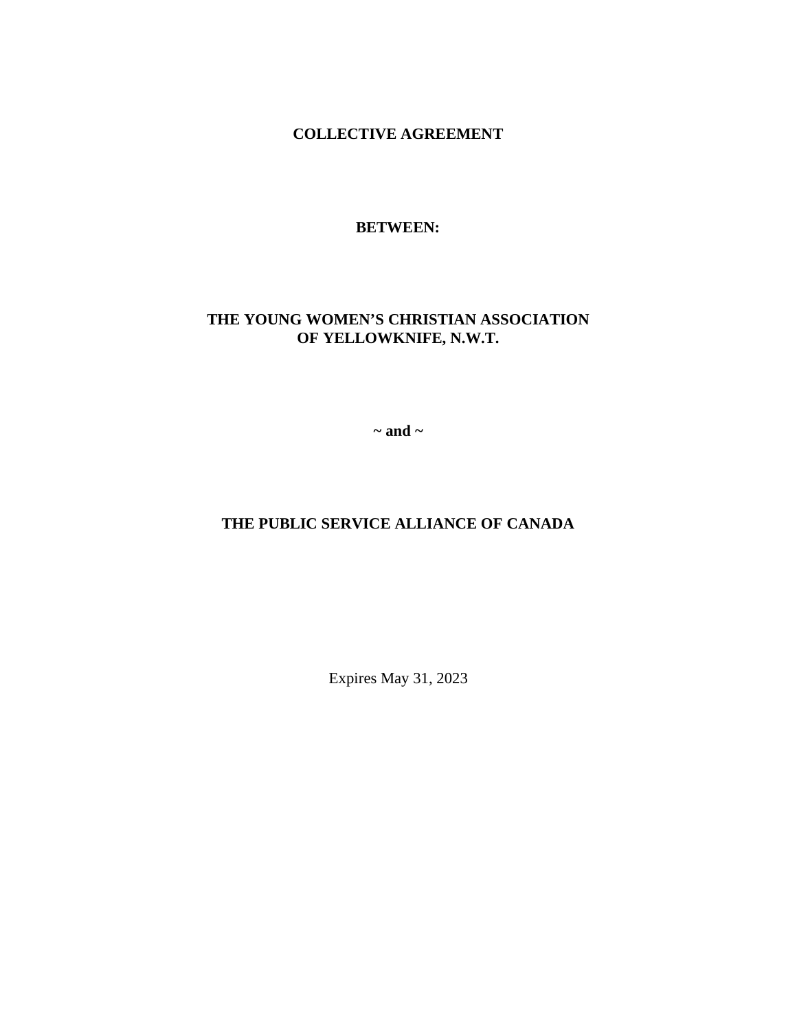**COLLECTIVE AGREEMENT**

**BETWEEN:**

**THE YOUNG WOMEN'S CHRISTIAN ASSOCIATION OF YELLOWKNIFE, N.W.T.**

**~ and ~**

**THE PUBLIC SERVICE ALLIANCE OF CANADA**

Expires May 31, 2023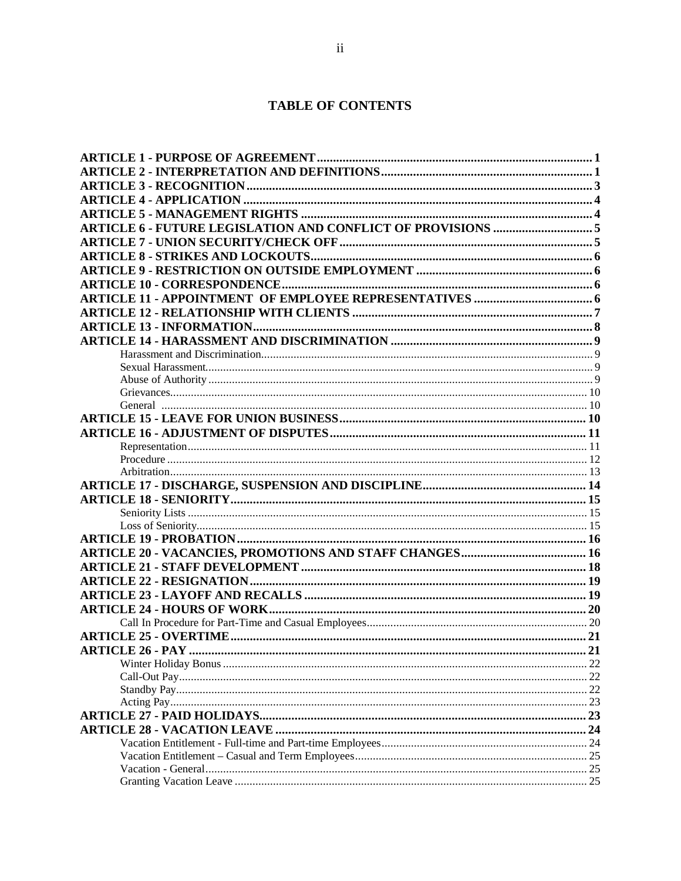# TABLE OF CONTENTS

**ARTICLE 1 - PURPOSE OF AGREEMENT** .......... **1**
**ARTICLE 2 - INTERPRETATION AND DEFINITIONS** .......... **1**
**ARTICLE 3 - RECOGNITION** .......... **3**
**ARTICLE 4 - APPLICATION** .......... **4**
**ARTICLE 5 - MANAGEMENT RIGHTS** .......... **4**
**ARTICLE 6 - FUTURE LEGISLATION AND CONFLICT OF PROVISIONS** .......... **5**
**ARTICLE 7 - UNION SECURITY/CHECK OFF** .......... **5**
**ARTICLE 8 - STRIKES AND LOCKOUTS** .......... **6**
**ARTICLE 9 - RESTRICTION ON OUTSIDE EMPLOYMENT** .......... **6**
**ARTICLE 10 - CORRESPONDENCE** .......... **6**
**ARTICLE 11 - APPOINTMENT OF EMPLOYEE REPRESENTATIVES** .......... **6**
**ARTICLE 12 - RELATIONSHIP WITH CLIENTS** .......... **7**
**ARTICLE 13 - INFORMATION** .......... **8**
**ARTICLE 14 - HARASSMENT AND DISCRIMINATION** .......... **9**
- Harassment and Discrimination .......... 9
- Sexual Harassment .......... 9
- Abuse of Authority .......... 9
- Grievances .......... 10
- General .......... 10

**ARTICLE 15 - LEAVE FOR UNION BUSINESS** .......... **10**
**ARTICLE 16 - ADJUSTMENT OF DISPUTES** .......... **11**
- Representation .......... 11
- Procedure .......... 12
- Arbitration .......... 13

**ARTICLE 17 - DISCHARGE, SUSPENSION AND DISCIPLINE** .......... **14**
**ARTICLE 18 - SENIORITY** .......... **15**
- Seniority Lists .......... 15
- Loss of Seniority .......... 15

**ARTICLE 19 - PROBATION** .......... **16**
**ARTICLE 20 - VACANCIES, PROMOTIONS AND STAFF CHANGES** .......... **16**
**ARTICLE 21 - STAFF DEVELOPMENT** .......... **18**
**ARTICLE 22 - RESIGNATION** .......... **19**
**ARTICLE 23 - LAYOFF AND RECALLS** .......... **19**
**ARTICLE 24 - HOURS OF WORK** .......... **20**
- Call In Procedure for Part-Time and Casual Employees .......... 20

**ARTICLE 25 - OVERTIME** .......... **21**
**ARTICLE 26 - PAY** .......... **21**
- Winter Holiday Bonus .......... 22
- Call-Out Pay .......... 22
- Standby Pay .......... 22
- Acting Pay .......... 23

**ARTICLE 27 - PAID HOLIDAYS** .......... **23**
**ARTICLE 28 - VACATION LEAVE** .......... **24**
- Vacation Entitlement - Full-time and Part-time Employees .......... 24
- Vacation Entitlement – Casual and Term Employees .......... 25
- Vacation - General .......... 25
- Granting Vacation Leave .......... 25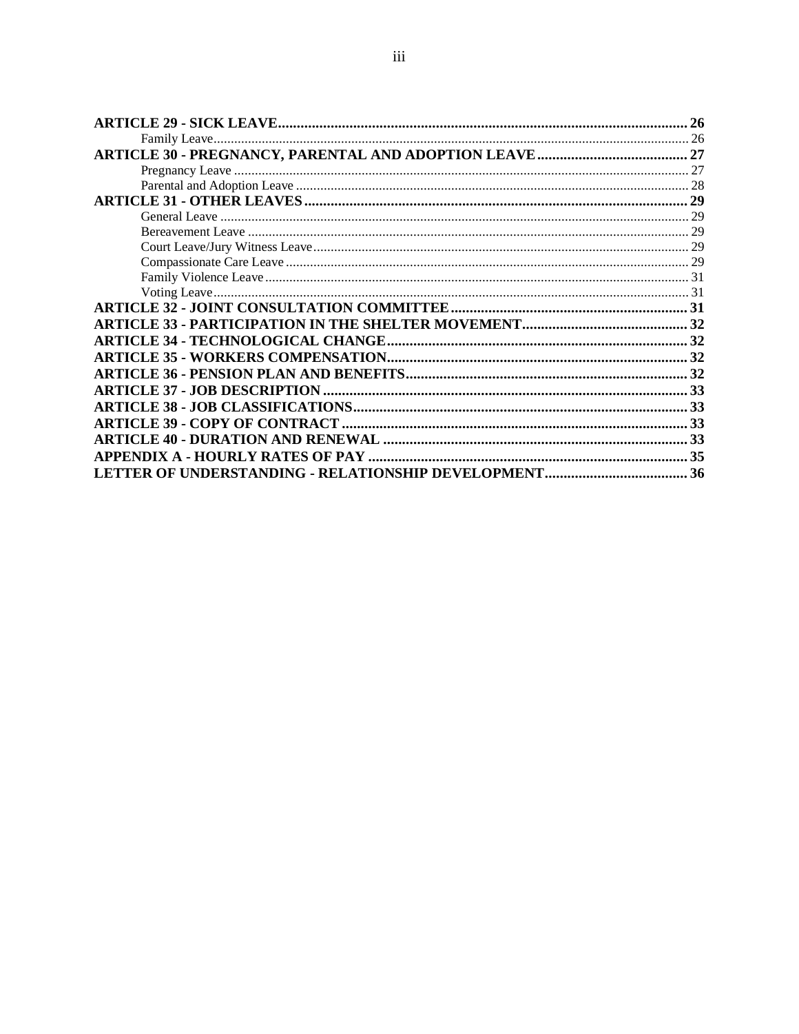**ARTICLE 29 - SICK LEAVE** .......... **26**
  Family Leave .......... 26
**ARTICLE 30 - PREGNANCY, PARENTAL AND ADOPTION LEAVE** .......... **27**
  Pregnancy Leave .......... 27
  Parental and Adoption Leave .......... 28
**ARTICLE 31 - OTHER LEAVES** .......... **29**
  General Leave .......... 29
  Bereavement Leave .......... 29
  Court Leave/Jury Witness Leave .......... 29
  Compassionate Care Leave .......... 29
  Family Violence Leave .......... 31
  Voting Leave .......... 31
**ARTICLE 32 - JOINT CONSULTATION COMMITTEE** .......... **31**
**ARTICLE 33 - PARTICIPATION IN THE SHELTER MOVEMENT** .......... **32**
**ARTICLE 34 - TECHNOLOGICAL CHANGE** .......... **32**
**ARTICLE 35 - WORKERS COMPENSATION** .......... **32**
**ARTICLE 36 - PENSION PLAN AND BENEFITS** .......... **32**
**ARTICLE 37 - JOB DESCRIPTION** .......... **33**
**ARTICLE 38 - JOB CLASSIFICATIONS** .......... **33**
**ARTICLE 39 - COPY OF CONTRACT** .......... **33**
**ARTICLE 40 - DURATION AND RENEWAL** .......... **33**
**APPENDIX A - HOURLY RATES OF PAY** .......... **35**
**LETTER OF UNDERSTANDING - RELATIONSHIP DEVELOPMENT** .......... **36**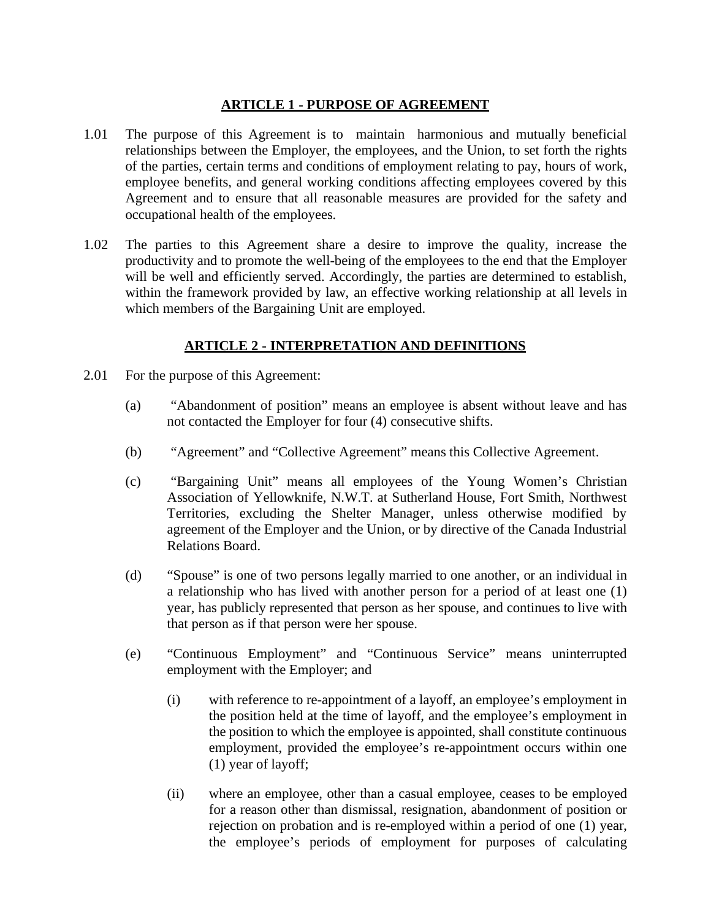## ARTICLE 1 - PURPOSE OF AGREEMENT

1.01 The purpose of this Agreement is to maintain harmonious and mutually beneficial relationships between the Employer, the employees, and the Union, to set forth the rights of the parties, certain terms and conditions of employment relating to pay, hours of work, employee benefits, and general working conditions affecting employees covered by this Agreement and to ensure that all reasonable measures are provided for the safety and occupational health of the employees.

1.02 The parties to this Agreement share a desire to improve the quality, increase the productivity and to promote the well-being of the employees to the end that the Employer will be well and efficiently served. Accordingly, the parties are determined to establish, within the framework provided by law, an effective working relationship at all levels in which members of the Bargaining Unit are employed.

## ARTICLE 2 - INTERPRETATION AND DEFINITIONS

2.01 For the purpose of this Agreement:

(a) "Abandonment of position" means an employee is absent without leave and has not contacted the Employer for four (4) consecutive shifts.

(b) "Agreement" and "Collective Agreement" means this Collective Agreement.

(c) "Bargaining Unit" means all employees of the Young Women's Christian Association of Yellowknife, N.W.T. at Sutherland House, Fort Smith, Northwest Territories, excluding the Shelter Manager, unless otherwise modified by agreement of the Employer and the Union, or by directive of the Canada Industrial Relations Board.

(d) "Spouse" is one of two persons legally married to one another, or an individual in a relationship who has lived with another person for a period of at least one (1) year, has publicly represented that person as her spouse, and continues to live with that person as if that person were her spouse.

(e) "Continuous Employment" and "Continuous Service" means uninterrupted employment with the Employer; and

(i) with reference to re-appointment of a layoff, an employee's employment in the position held at the time of layoff, and the employee's employment in the position to which the employee is appointed, shall constitute continuous employment, provided the employee's re-appointment occurs within one (1) year of layoff;

(ii) where an employee, other than a casual employee, ceases to be employed for a reason other than dismissal, resignation, abandonment of position or rejection on probation and is re-employed within a period of one (1) year, the employee's periods of employment for purposes of calculating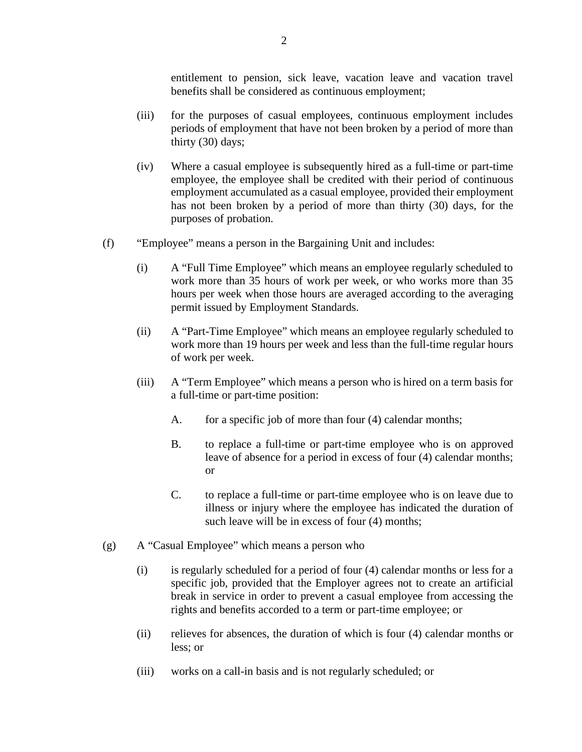entitlement to pension, sick leave, vacation leave and vacation travel benefits shall be considered as continuous employment;

(iii) for the purposes of casual employees, continuous employment includes periods of employment that have not been broken by a period of more than thirty (30) days;

(iv) Where a casual employee is subsequently hired as a full-time or part-time employee, the employee shall be credited with their period of continuous employment accumulated as a casual employee, provided their employment has not been broken by a period of more than thirty (30) days, for the purposes of probation.

(f) "Employee" means a person in the Bargaining Unit and includes:

(i) A "Full Time Employee" which means an employee regularly scheduled to work more than 35 hours of work per week, or who works more than 35 hours per week when those hours are averaged according to the averaging permit issued by Employment Standards.

(ii) A "Part-Time Employee" which means an employee regularly scheduled to work more than 19 hours per week and less than the full-time regular hours of work per week.

(iii) A "Term Employee" which means a person who is hired on a term basis for a full-time or part-time position:

A. for a specific job of more than four (4) calendar months;

B. to replace a full-time or part-time employee who is on approved leave of absence for a period in excess of four (4) calendar months; or

C. to replace a full-time or part-time employee who is on leave due to illness or injury where the employee has indicated the duration of such leave will be in excess of four (4) months;

(g) A "Casual Employee" which means a person who

(i) is regularly scheduled for a period of four (4) calendar months or less for a specific job, provided that the Employer agrees not to create an artificial break in service in order to prevent a casual employee from accessing the rights and benefits accorded to a term or part-time employee; or

(ii) relieves for absences, the duration of which is four (4) calendar months or less; or

(iii) works on a call-in basis and is not regularly scheduled; or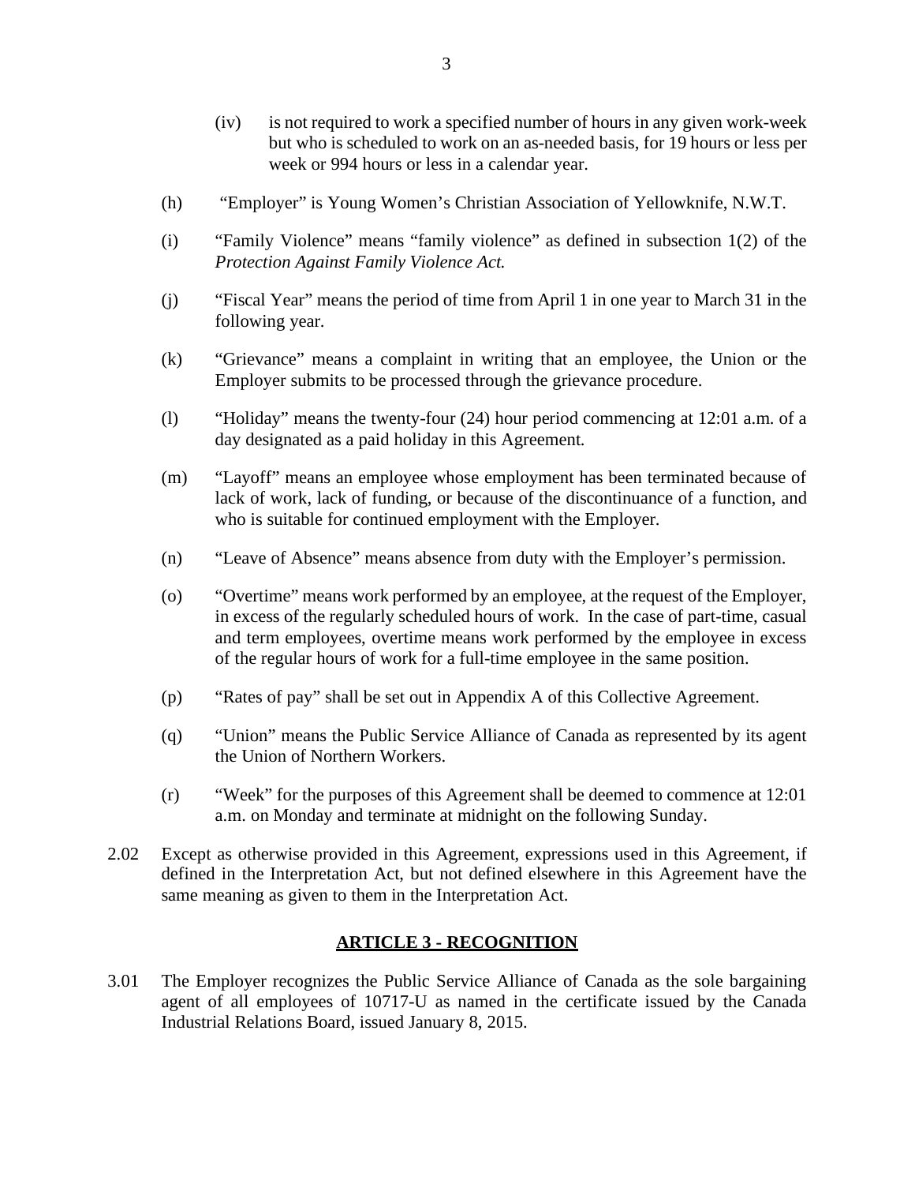(iv) is not required to work a specified number of hours in any given work-week but who is scheduled to work on an as-needed basis, for 19 hours or less per week or 994 hours or less in a calendar year.

(h) "Employer" is Young Women's Christian Association of Yellowknife, N.W.T.

(i) "Family Violence" means "family violence" as defined in subsection 1(2) of the *Protection Against Family Violence Act.*

(j) "Fiscal Year" means the period of time from April 1 in one year to March 31 in the following year.

(k) "Grievance" means a complaint in writing that an employee, the Union or the Employer submits to be processed through the grievance procedure.

(l) "Holiday" means the twenty-four (24) hour period commencing at 12:01 a.m. of a day designated as a paid holiday in this Agreement.

(m) "Layoff" means an employee whose employment has been terminated because of lack of work, lack of funding, or because of the discontinuance of a function, and who is suitable for continued employment with the Employer.

(n) "Leave of Absence" means absence from duty with the Employer's permission.

(o) "Overtime" means work performed by an employee, at the request of the Employer, in excess of the regularly scheduled hours of work. In the case of part-time, casual and term employees, overtime means work performed by the employee in excess of the regular hours of work for a full-time employee in the same position.

(p) "Rates of pay" shall be set out in Appendix A of this Collective Agreement.

(q) "Union" means the Public Service Alliance of Canada as represented by its agent the Union of Northern Workers.

(r) "Week" for the purposes of this Agreement shall be deemed to commence at 12:01 a.m. on Monday and terminate at midnight on the following Sunday.

2.02 Except as otherwise provided in this Agreement, expressions used in this Agreement, if defined in the Interpretation Act, but not defined elsewhere in this Agreement have the same meaning as given to them in the Interpretation Act.

## ARTICLE 3 - RECOGNITION

3.01 The Employer recognizes the Public Service Alliance of Canada as the sole bargaining agent of all employees of 10717-U as named in the certificate issued by the Canada Industrial Relations Board, issued January 8, 2015.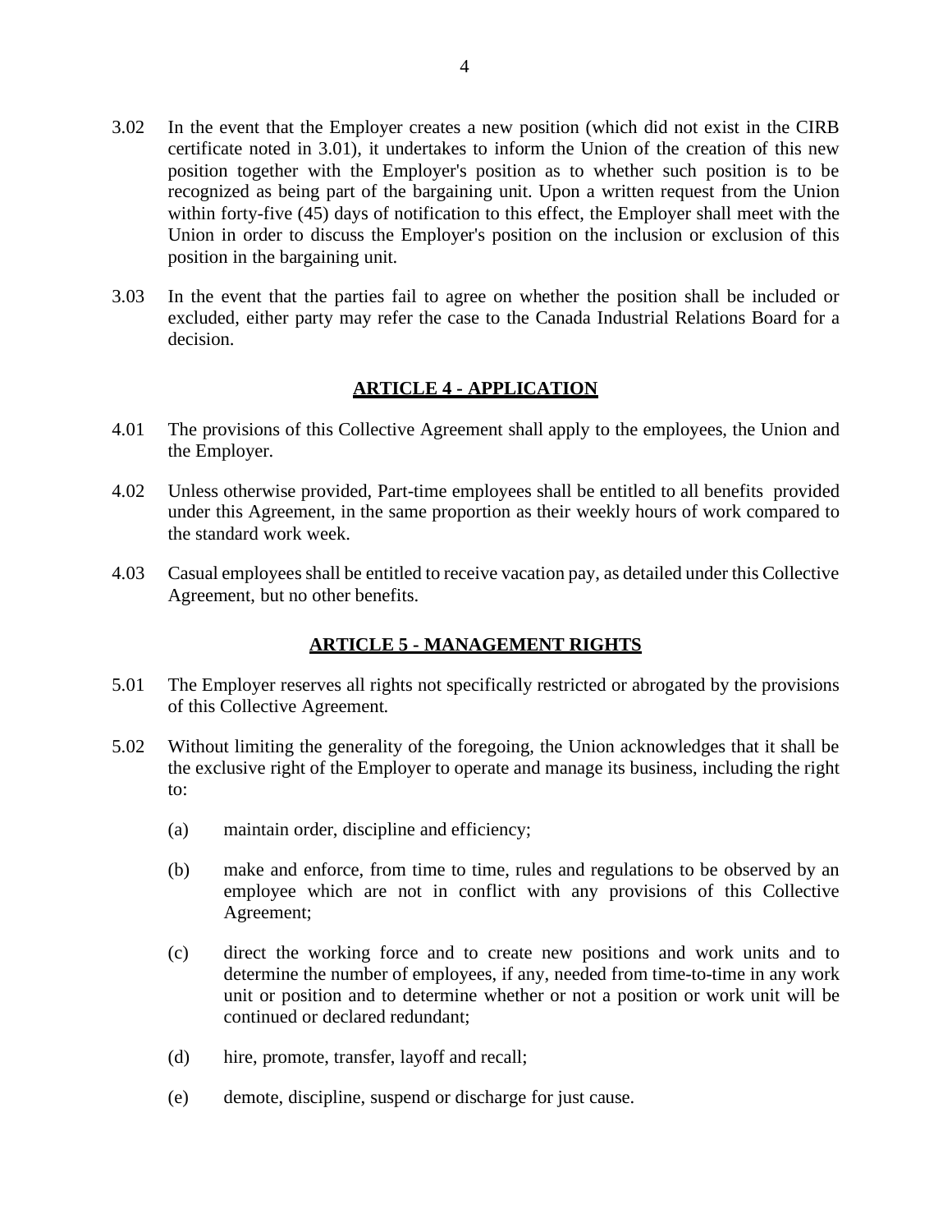3.02 In the event that the Employer creates a new position (which did not exist in the CIRB certificate noted in 3.01), it undertakes to inform the Union of the creation of this new position together with the Employer's position as to whether such position is to be recognized as being part of the bargaining unit. Upon a written request from the Union within forty-five (45) days of notification to this effect, the Employer shall meet with the Union in order to discuss the Employer's position on the inclusion or exclusion of this position in the bargaining unit.

3.03 In the event that the parties fail to agree on whether the position shall be included or excluded, either party may refer the case to the Canada Industrial Relations Board for a decision.

## ARTICLE 4 - APPLICATION

4.01 The provisions of this Collective Agreement shall apply to the employees, the Union and the Employer.

4.02 Unless otherwise provided, Part-time employees shall be entitled to all benefits provided under this Agreement, in the same proportion as their weekly hours of work compared to the standard work week.

4.03 Casual employees shall be entitled to receive vacation pay, as detailed under this Collective Agreement, but no other benefits.

## ARTICLE 5 - MANAGEMENT RIGHTS

5.01 The Employer reserves all rights not specifically restricted or abrogated by the provisions of this Collective Agreement.

5.02 Without limiting the generality of the foregoing, the Union acknowledges that it shall be the exclusive right of the Employer to operate and manage its business, including the right to:

(a) maintain order, discipline and efficiency;

(b) make and enforce, from time to time, rules and regulations to be observed by an employee which are not in conflict with any provisions of this Collective Agreement;

(c) direct the working force and to create new positions and work units and to determine the number of employees, if any, needed from time-to-time in any work unit or position and to determine whether or not a position or work unit will be continued or declared redundant;

(d) hire, promote, transfer, layoff and recall;

(e) demote, discipline, suspend or discharge for just cause.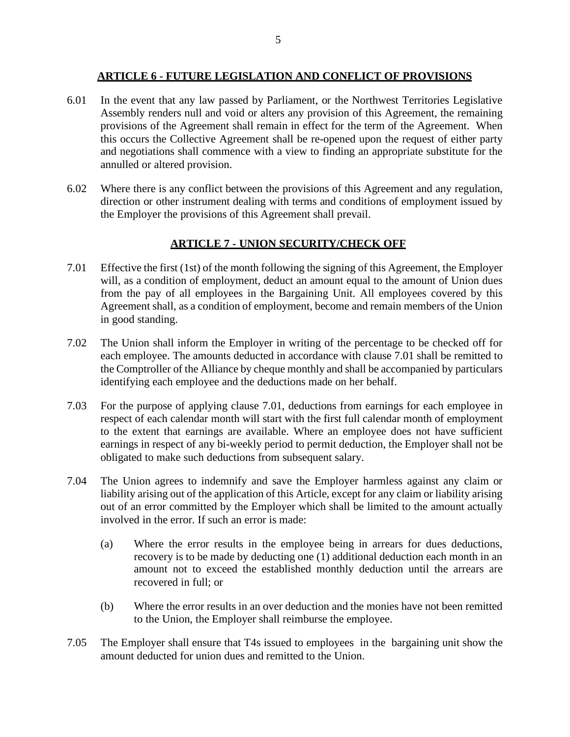## ARTICLE 6 - FUTURE LEGISLATION AND CONFLICT OF PROVISIONS

6.01 In the event that any law passed by Parliament, or the Northwest Territories Legislative Assembly renders null and void or alters any provision of this Agreement, the remaining provisions of the Agreement shall remain in effect for the term of the Agreement. When this occurs the Collective Agreement shall be re-opened upon the request of either party and negotiations shall commence with a view to finding an appropriate substitute for the annulled or altered provision.

6.02 Where there is any conflict between the provisions of this Agreement and any regulation, direction or other instrument dealing with terms and conditions of employment issued by the Employer the provisions of this Agreement shall prevail.

## ARTICLE 7 - UNION SECURITY/CHECK OFF

7.01 Effective the first (1st) of the month following the signing of this Agreement, the Employer will, as a condition of employment, deduct an amount equal to the amount of Union dues from the pay of all employees in the Bargaining Unit. All employees covered by this Agreement shall, as a condition of employment, become and remain members of the Union in good standing.

7.02 The Union shall inform the Employer in writing of the percentage to be checked off for each employee. The amounts deducted in accordance with clause 7.01 shall be remitted to the Comptroller of the Alliance by cheque monthly and shall be accompanied by particulars identifying each employee and the deductions made on her behalf.

7.03 For the purpose of applying clause 7.01, deductions from earnings for each employee in respect of each calendar month will start with the first full calendar month of employment to the extent that earnings are available. Where an employee does not have sufficient earnings in respect of any bi-weekly period to permit deduction, the Employer shall not be obligated to make such deductions from subsequent salary.

7.04 The Union agrees to indemnify and save the Employer harmless against any claim or liability arising out of the application of this Article, except for any claim or liability arising out of an error committed by the Employer which shall be limited to the amount actually involved in the error. If such an error is made:

(a) Where the error results in the employee being in arrears for dues deductions, recovery is to be made by deducting one (1) additional deduction each month in an amount not to exceed the established monthly deduction until the arrears are recovered in full; or

(b) Where the error results in an over deduction and the monies have not been remitted to the Union, the Employer shall reimburse the employee.

7.05 The Employer shall ensure that T4s issued to employees in the bargaining unit show the amount deducted for union dues and remitted to the Union.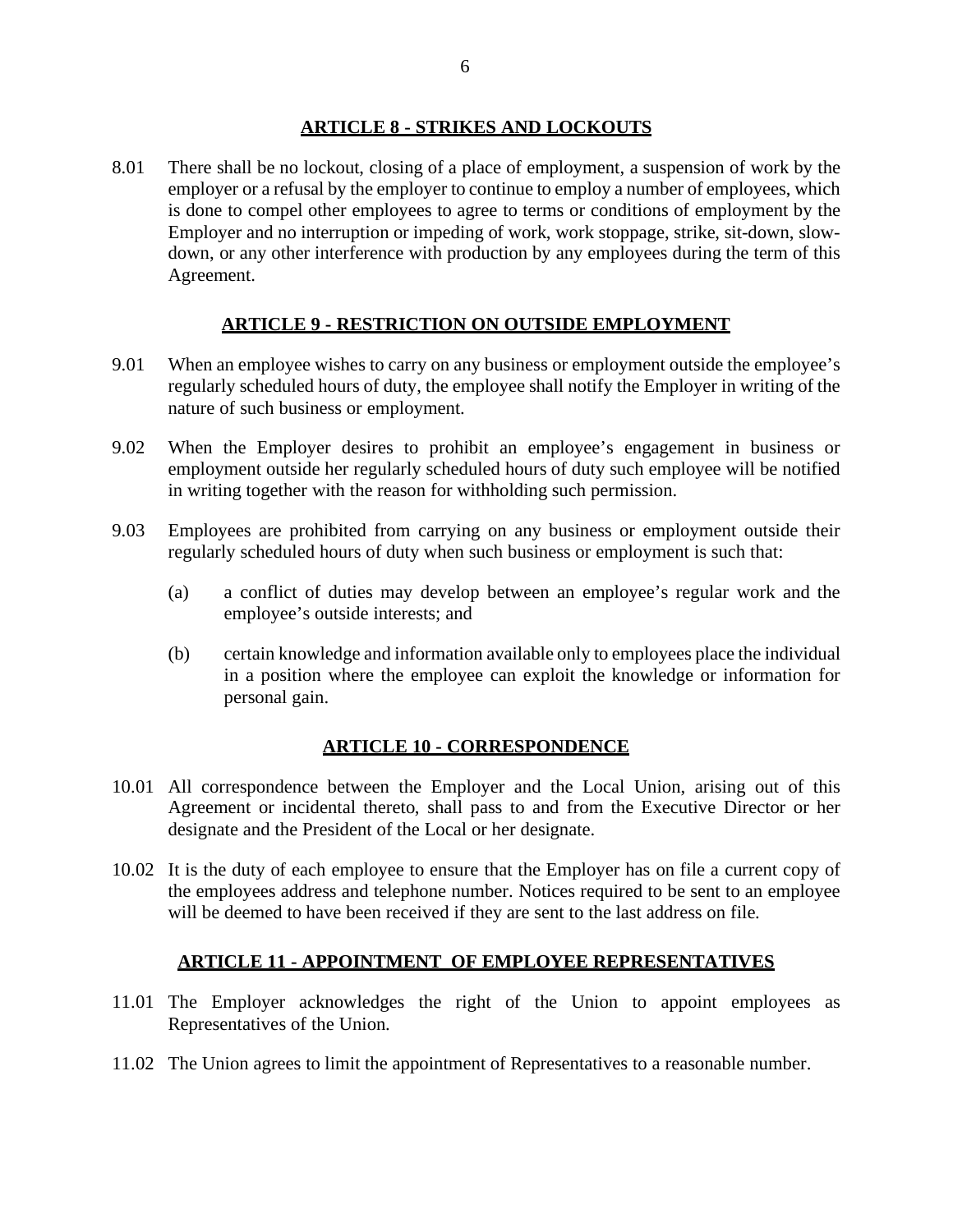## ARTICLE 8 - STRIKES AND LOCKOUTS

8.01 There shall be no lockout, closing of a place of employment, a suspension of work by the employer or a refusal by the employer to continue to employ a number of employees, which is done to compel other employees to agree to terms or conditions of employment by the Employer and no interruption or impeding of work, work stoppage, strike, sit-down, slow-down, or any other interference with production by any employees during the term of this Agreement.

## ARTICLE 9 - RESTRICTION ON OUTSIDE EMPLOYMENT

9.01 When an employee wishes to carry on any business or employment outside the employee's regularly scheduled hours of duty, the employee shall notify the Employer in writing of the nature of such business or employment.

9.02 When the Employer desires to prohibit an employee's engagement in business or employment outside her regularly scheduled hours of duty such employee will be notified in writing together with the reason for withholding such permission.

9.03 Employees are prohibited from carrying on any business or employment outside their regularly scheduled hours of duty when such business or employment is such that:

(a) a conflict of duties may develop between an employee's regular work and the employee's outside interests; and

(b) certain knowledge and information available only to employees place the individual in a position where the employee can exploit the knowledge or information for personal gain.

## ARTICLE 10 - CORRESPONDENCE

10.01 All correspondence between the Employer and the Local Union, arising out of this Agreement or incidental thereto, shall pass to and from the Executive Director or her designate and the President of the Local or her designate.

10.02 It is the duty of each employee to ensure that the Employer has on file a current copy of the employees address and telephone number. Notices required to be sent to an employee will be deemed to have been received if they are sent to the last address on file.

## ARTICLE 11 - APPOINTMENT OF EMPLOYEE REPRESENTATIVES

11.01 The Employer acknowledges the right of the Union to appoint employees as Representatives of the Union.

11.02 The Union agrees to limit the appointment of Representatives to a reasonable number.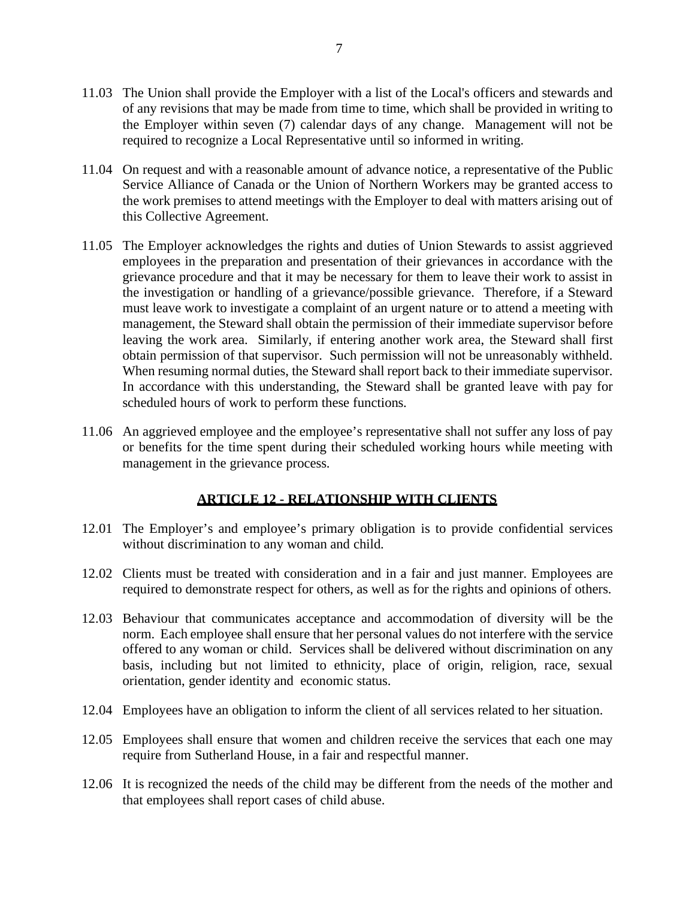11.03 The Union shall provide the Employer with a list of the Local's officers and stewards and of any revisions that may be made from time to time, which shall be provided in writing to the Employer within seven (7) calendar days of any change. Management will not be required to recognize a Local Representative until so informed in writing.

11.04 On request and with a reasonable amount of advance notice, a representative of the Public Service Alliance of Canada or the Union of Northern Workers may be granted access to the work premises to attend meetings with the Employer to deal with matters arising out of this Collective Agreement.

11.05 The Employer acknowledges the rights and duties of Union Stewards to assist aggrieved employees in the preparation and presentation of their grievances in accordance with the grievance procedure and that it may be necessary for them to leave their work to assist in the investigation or handling of a grievance/possible grievance. Therefore, if a Steward must leave work to investigate a complaint of an urgent nature or to attend a meeting with management, the Steward shall obtain the permission of their immediate supervisor before leaving the work area. Similarly, if entering another work area, the Steward shall first obtain permission of that supervisor. Such permission will not be unreasonably withheld. When resuming normal duties, the Steward shall report back to their immediate supervisor. In accordance with this understanding, the Steward shall be granted leave with pay for scheduled hours of work to perform these functions.

11.06 An aggrieved employee and the employee's representative shall not suffer any loss of pay or benefits for the time spent during their scheduled working hours while meeting with management in the grievance process.

## ARTICLE 12 - RELATIONSHIP WITH CLIENTS

12.01 The Employer's and employee's primary obligation is to provide confidential services without discrimination to any woman and child.

12.02 Clients must be treated with consideration and in a fair and just manner. Employees are required to demonstrate respect for others, as well as for the rights and opinions of others.

12.03 Behaviour that communicates acceptance and accommodation of diversity will be the norm. Each employee shall ensure that her personal values do not interfere with the service offered to any woman or child. Services shall be delivered without discrimination on any basis, including but not limited to ethnicity, place of origin, religion, race, sexual orientation, gender identity and economic status.

12.04 Employees have an obligation to inform the client of all services related to her situation.

12.05 Employees shall ensure that women and children receive the services that each one may require from Sutherland House, in a fair and respectful manner.

12.06 It is recognized the needs of the child may be different from the needs of the mother and that employees shall report cases of child abuse.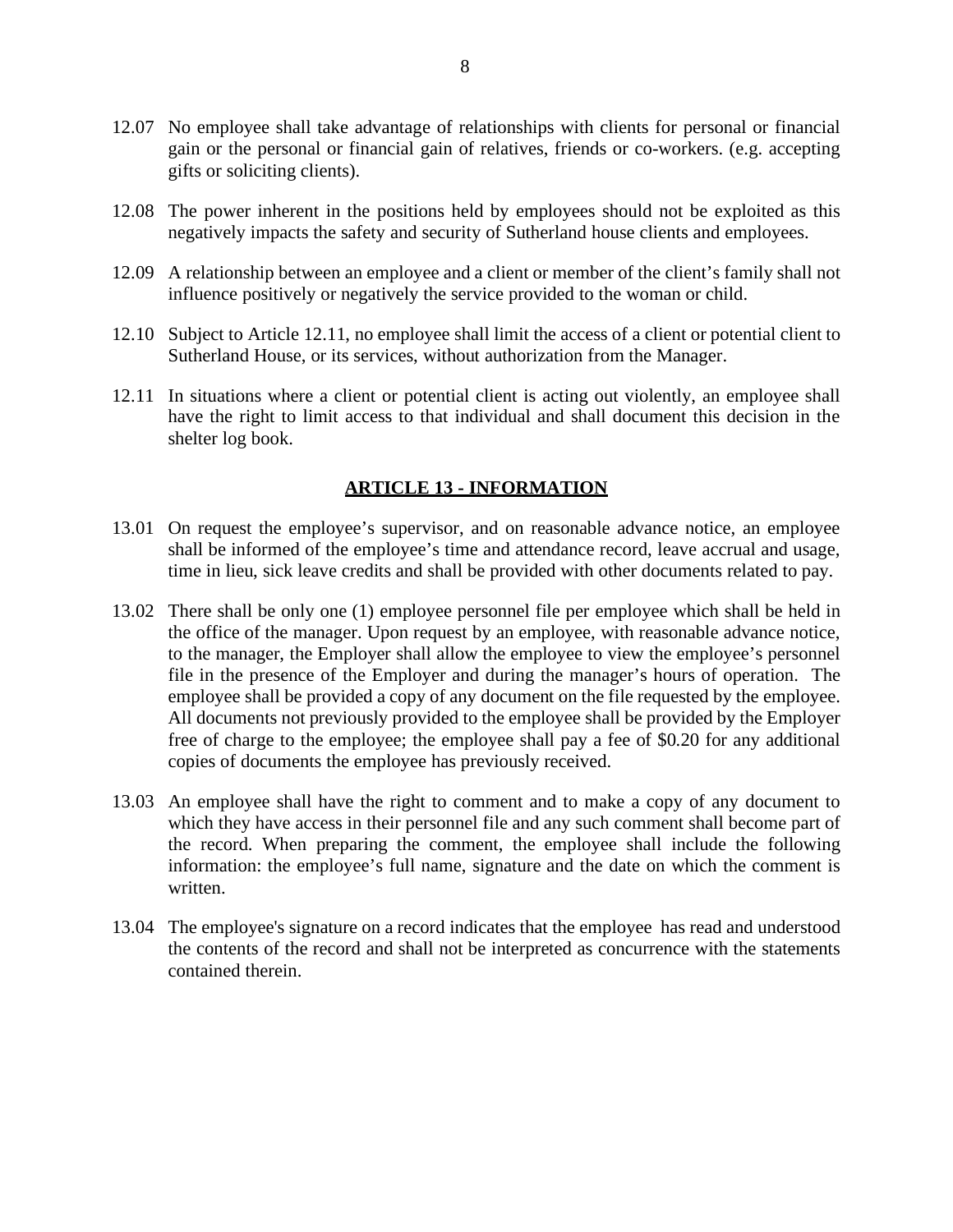12.07 No employee shall take advantage of relationships with clients for personal or financial gain or the personal or financial gain of relatives, friends or co-workers. (e.g. accepting gifts or soliciting clients).

12.08 The power inherent in the positions held by employees should not be exploited as this negatively impacts the safety and security of Sutherland house clients and employees.

12.09 A relationship between an employee and a client or member of the client's family shall not influence positively or negatively the service provided to the woman or child.

12.10 Subject to Article 12.11, no employee shall limit the access of a client or potential client to Sutherland House, or its services, without authorization from the Manager.

12.11 In situations where a client or potential client is acting out violently, an employee shall have the right to limit access to that individual and shall document this decision in the shelter log book.

## ARTICLE 13 - INFORMATION

13.01 On request the employee's supervisor, and on reasonable advance notice, an employee shall be informed of the employee's time and attendance record, leave accrual and usage, time in lieu, sick leave credits and shall be provided with other documents related to pay.

13.02 There shall be only one (1) employee personnel file per employee which shall be held in the office of the manager. Upon request by an employee, with reasonable advance notice, to the manager, the Employer shall allow the employee to view the employee's personnel file in the presence of the Employer and during the manager's hours of operation. The employee shall be provided a copy of any document on the file requested by the employee. All documents not previously provided to the employee shall be provided by the Employer free of charge to the employee; the employee shall pay a fee of $0.20 for any additional copies of documents the employee has previously received.

13.03 An employee shall have the right to comment and to make a copy of any document to which they have access in their personnel file and any such comment shall become part of the record. When preparing the comment, the employee shall include the following information: the employee's full name, signature and the date on which the comment is written.

13.04 The employee's signature on a record indicates that the employee has read and understood the contents of the record and shall not be interpreted as concurrence with the statements contained therein.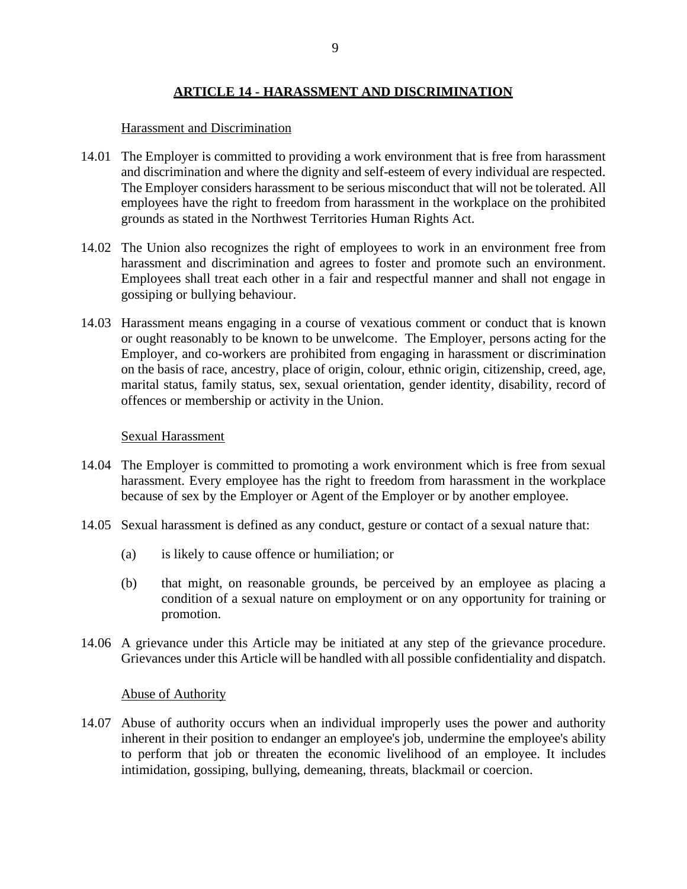## ARTICLE 14 - HARASSMENT AND DISCRIMINATION

### Harassment and Discrimination

14.01 The Employer is committed to providing a work environment that is free from harassment and discrimination and where the dignity and self-esteem of every individual are respected. The Employer considers harassment to be serious misconduct that will not be tolerated. All employees have the right to freedom from harassment in the workplace on the prohibited grounds as stated in the Northwest Territories Human Rights Act.

14.02 The Union also recognizes the right of employees to work in an environment free from harassment and discrimination and agrees to foster and promote such an environment. Employees shall treat each other in a fair and respectful manner and shall not engage in gossiping or bullying behaviour.

14.03 Harassment means engaging in a course of vexatious comment or conduct that is known or ought reasonably to be known to be unwelcome. The Employer, persons acting for the Employer, and co-workers are prohibited from engaging in harassment or discrimination on the basis of race, ancestry, place of origin, colour, ethnic origin, citizenship, creed, age, marital status, family status, sex, sexual orientation, gender identity, disability, record of offences or membership or activity in the Union.

### Sexual Harassment

14.04 The Employer is committed to promoting a work environment which is free from sexual harassment. Every employee has the right to freedom from harassment in the workplace because of sex by the Employer or Agent of the Employer or by another employee.

14.05 Sexual harassment is defined as any conduct, gesture or contact of a sexual nature that:

(a) is likely to cause offence or humiliation; or

(b) that might, on reasonable grounds, be perceived by an employee as placing a condition of a sexual nature on employment or on any opportunity for training or promotion.

14.06 A grievance under this Article may be initiated at any step of the grievance procedure. Grievances under this Article will be handled with all possible confidentiality and dispatch.

### Abuse of Authority

14.07 Abuse of authority occurs when an individual improperly uses the power and authority inherent in their position to endanger an employee's job, undermine the employee's ability to perform that job or threaten the economic livelihood of an employee. It includes intimidation, gossiping, bullying, demeaning, threats, blackmail or coercion.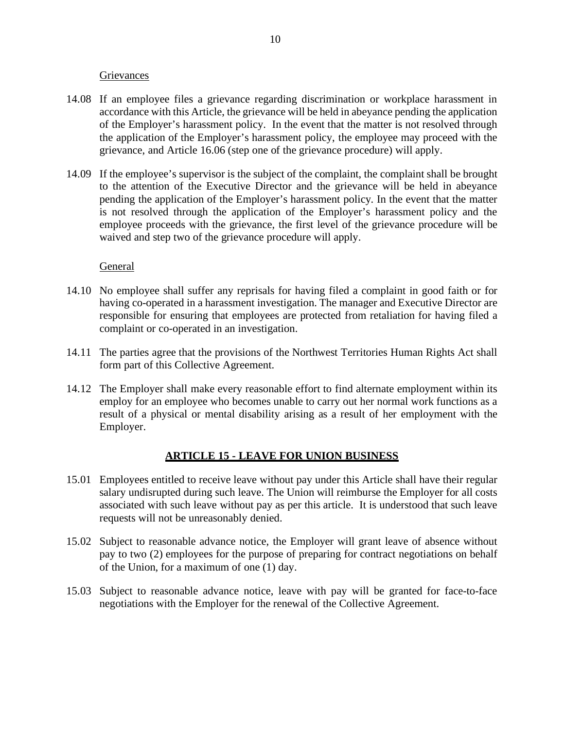Grievances

14.08 If an employee files a grievance regarding discrimination or workplace harassment in accordance with this Article, the grievance will be held in abeyance pending the application of the Employer's harassment policy. In the event that the matter is not resolved through the application of the Employer's harassment policy, the employee may proceed with the grievance, and Article 16.06 (step one of the grievance procedure) will apply.

14.09 If the employee's supervisor is the subject of the complaint, the complaint shall be brought to the attention of the Executive Director and the grievance will be held in abeyance pending the application of the Employer's harassment policy. In the event that the matter is not resolved through the application of the Employer's harassment policy and the employee proceeds with the grievance, the first level of the grievance procedure will be waived and step two of the grievance procedure will apply.

General

14.10 No employee shall suffer any reprisals for having filed a complaint in good faith or for having co-operated in a harassment investigation. The manager and Executive Director are responsible for ensuring that employees are protected from retaliation for having filed a complaint or co-operated in an investigation.

14.11 The parties agree that the provisions of the Northwest Territories Human Rights Act shall form part of this Collective Agreement.

14.12 The Employer shall make every reasonable effort to find alternate employment within its employ for an employee who becomes unable to carry out her normal work functions as a result of a physical or mental disability arising as a result of her employment with the Employer.

## ARTICLE 15 - LEAVE FOR UNION BUSINESS

15.01 Employees entitled to receive leave without pay under this Article shall have their regular salary undisrupted during such leave. The Union will reimburse the Employer for all costs associated with such leave without pay as per this article. It is understood that such leave requests will not be unreasonably denied.

15.02 Subject to reasonable advance notice, the Employer will grant leave of absence without pay to two (2) employees for the purpose of preparing for contract negotiations on behalf of the Union, for a maximum of one (1) day.

15.03 Subject to reasonable advance notice, leave with pay will be granted for face-to-face negotiations with the Employer for the renewal of the Collective Agreement.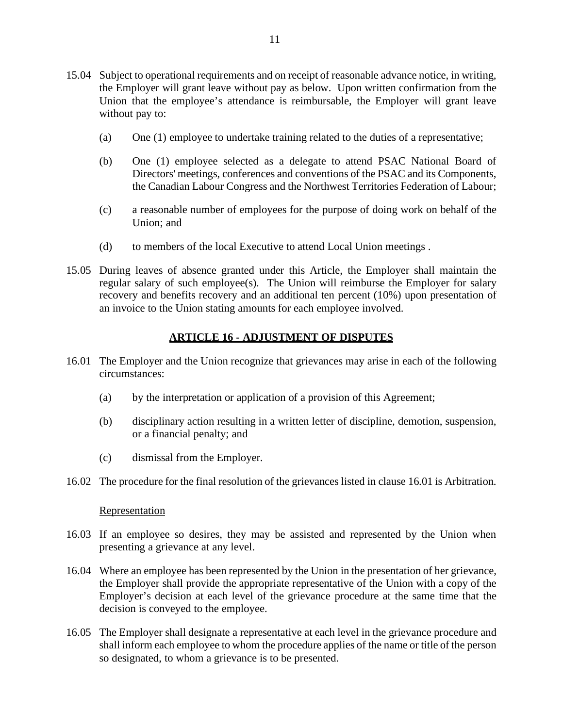15.04 Subject to operational requirements and on receipt of reasonable advance notice, in writing, the Employer will grant leave without pay as below. Upon written confirmation from the Union that the employee's attendance is reimbursable, the Employer will grant leave without pay to:

(a) One (1) employee to undertake training related to the duties of a representative;

(b) One (1) employee selected as a delegate to attend PSAC National Board of Directors' meetings, conferences and conventions of the PSAC and its Components, the Canadian Labour Congress and the Northwest Territories Federation of Labour;

(c) a reasonable number of employees for the purpose of doing work on behalf of the Union; and

(d) to members of the local Executive to attend Local Union meetings .

15.05 During leaves of absence granted under this Article, the Employer shall maintain the regular salary of such employee(s). The Union will reimburse the Employer for salary recovery and benefits recovery and an additional ten percent (10%) upon presentation of an invoice to the Union stating amounts for each employee involved.

## ARTICLE 16 - ADJUSTMENT OF DISPUTES

16.01 The Employer and the Union recognize that grievances may arise in each of the following circumstances:

(a) by the interpretation or application of a provision of this Agreement;

(b) disciplinary action resulting in a written letter of discipline, demotion, suspension, or a financial penalty; and

(c) dismissal from the Employer.

16.02 The procedure for the final resolution of the grievances listed in clause 16.01 is Arbitration.

Representation

16.03 If an employee so desires, they may be assisted and represented by the Union when presenting a grievance at any level.

16.04 Where an employee has been represented by the Union in the presentation of her grievance, the Employer shall provide the appropriate representative of the Union with a copy of the Employer's decision at each level of the grievance procedure at the same time that the decision is conveyed to the employee.

16.05 The Employer shall designate a representative at each level in the grievance procedure and shall inform each employee to whom the procedure applies of the name or title of the person so designated, to whom a grievance is to be presented.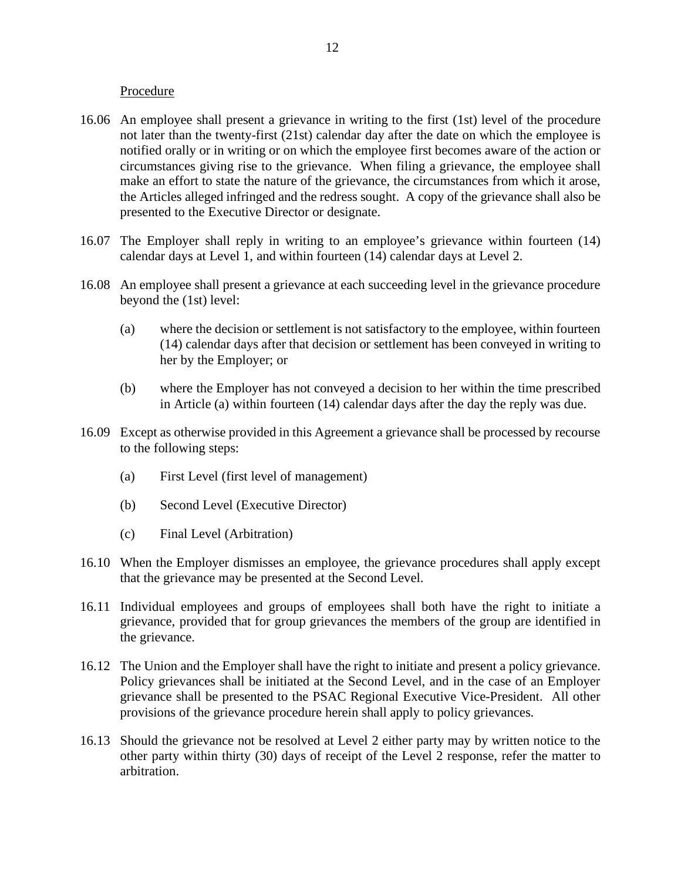Procedure

16.06 An employee shall present a grievance in writing to the first (1st) level of the procedure not later than the twenty-first (21st) calendar day after the date on which the employee is notified orally or in writing or on which the employee first becomes aware of the action or circumstances giving rise to the grievance. When filing a grievance, the employee shall make an effort to state the nature of the grievance, the circumstances from which it arose, the Articles alleged infringed and the redress sought. A copy of the grievance shall also be presented to the Executive Director or designate.

16.07 The Employer shall reply in writing to an employee's grievance within fourteen (14) calendar days at Level 1, and within fourteen (14) calendar days at Level 2.

16.08 An employee shall present a grievance at each succeeding level in the grievance procedure beyond the (1st) level:

(a) where the decision or settlement is not satisfactory to the employee, within fourteen (14) calendar days after that decision or settlement has been conveyed in writing to her by the Employer; or

(b) where the Employer has not conveyed a decision to her within the time prescribed in Article (a) within fourteen (14) calendar days after the day the reply was due.

16.09 Except as otherwise provided in this Agreement a grievance shall be processed by recourse to the following steps:

(a) First Level (first level of management)

(b) Second Level (Executive Director)

(c) Final Level (Arbitration)

16.10 When the Employer dismisses an employee, the grievance procedures shall apply except that the grievance may be presented at the Second Level.

16.11 Individual employees and groups of employees shall both have the right to initiate a grievance, provided that for group grievances the members of the group are identified in the grievance.

16.12 The Union and the Employer shall have the right to initiate and present a policy grievance. Policy grievances shall be initiated at the Second Level, and in the case of an Employer grievance shall be presented to the PSAC Regional Executive Vice-President. All other provisions of the grievance procedure herein shall apply to policy grievances.

16.13 Should the grievance not be resolved at Level 2 either party may by written notice to the other party within thirty (30) days of receipt of the Level 2 response, refer the matter to arbitration.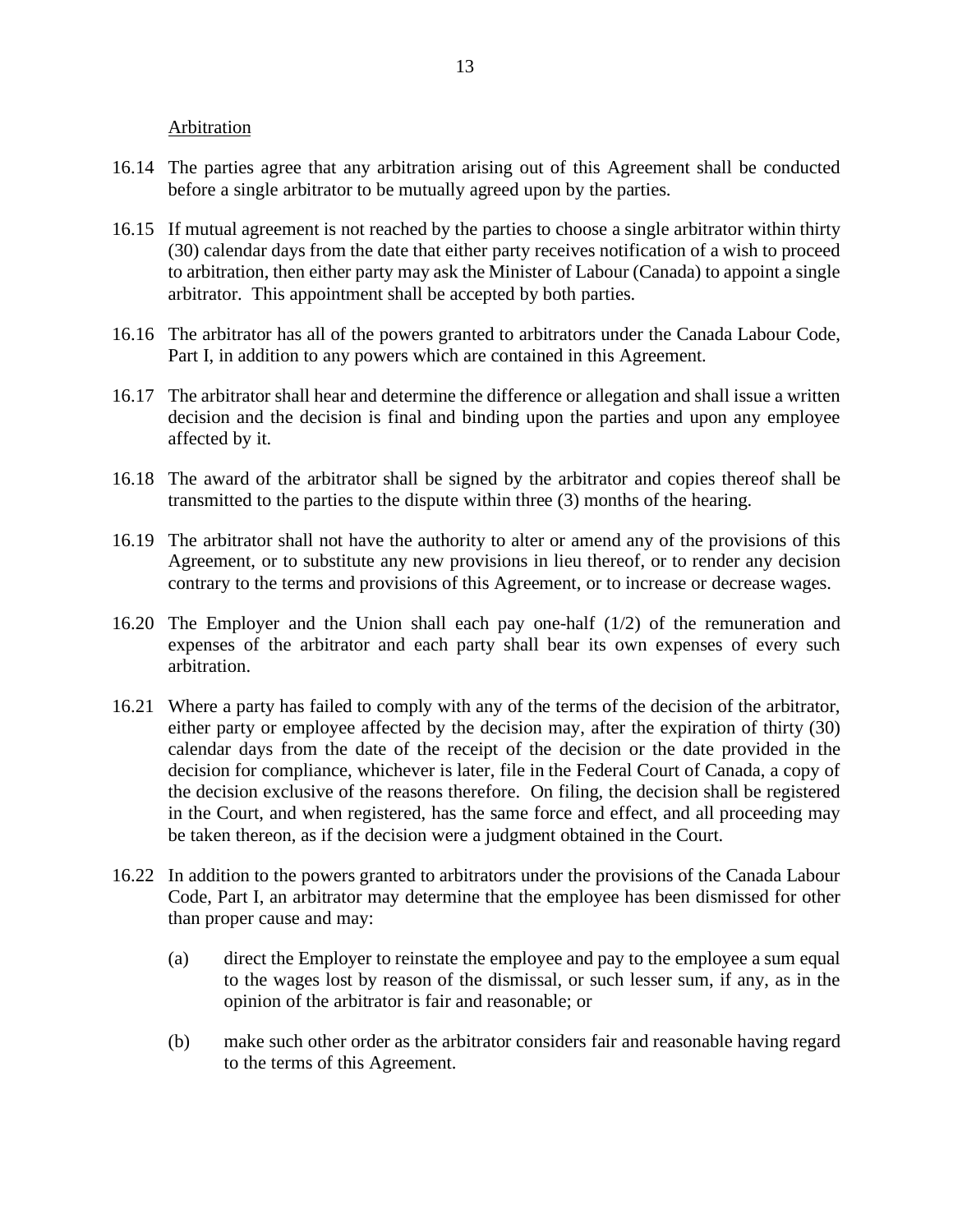Arbitration

16.14 The parties agree that any arbitration arising out of this Agreement shall be conducted before a single arbitrator to be mutually agreed upon by the parties.

16.15 If mutual agreement is not reached by the parties to choose a single arbitrator within thirty (30) calendar days from the date that either party receives notification of a wish to proceed to arbitration, then either party may ask the Minister of Labour (Canada) to appoint a single arbitrator. This appointment shall be accepted by both parties.

16.16 The arbitrator has all of the powers granted to arbitrators under the Canada Labour Code, Part I, in addition to any powers which are contained in this Agreement.

16.17 The arbitrator shall hear and determine the difference or allegation and shall issue a written decision and the decision is final and binding upon the parties and upon any employee affected by it.

16.18 The award of the arbitrator shall be signed by the arbitrator and copies thereof shall be transmitted to the parties to the dispute within three (3) months of the hearing.

16.19 The arbitrator shall not have the authority to alter or amend any of the provisions of this Agreement, or to substitute any new provisions in lieu thereof, or to render any decision contrary to the terms and provisions of this Agreement, or to increase or decrease wages.

16.20 The Employer and the Union shall each pay one-half (1/2) of the remuneration and expenses of the arbitrator and each party shall bear its own expenses of every such arbitration.

16.21 Where a party has failed to comply with any of the terms of the decision of the arbitrator, either party or employee affected by the decision may, after the expiration of thirty (30) calendar days from the date of the receipt of the decision or the date provided in the decision for compliance, whichever is later, file in the Federal Court of Canada, a copy of the decision exclusive of the reasons therefore. On filing, the decision shall be registered in the Court, and when registered, has the same force and effect, and all proceeding may be taken thereon, as if the decision were a judgment obtained in the Court.

16.22 In addition to the powers granted to arbitrators under the provisions of the Canada Labour Code, Part I, an arbitrator may determine that the employee has been dismissed for other than proper cause and may:

(a) direct the Employer to reinstate the employee and pay to the employee a sum equal to the wages lost by reason of the dismissal, or such lesser sum, if any, as in the opinion of the arbitrator is fair and reasonable; or

(b) make such other order as the arbitrator considers fair and reasonable having regard to the terms of this Agreement.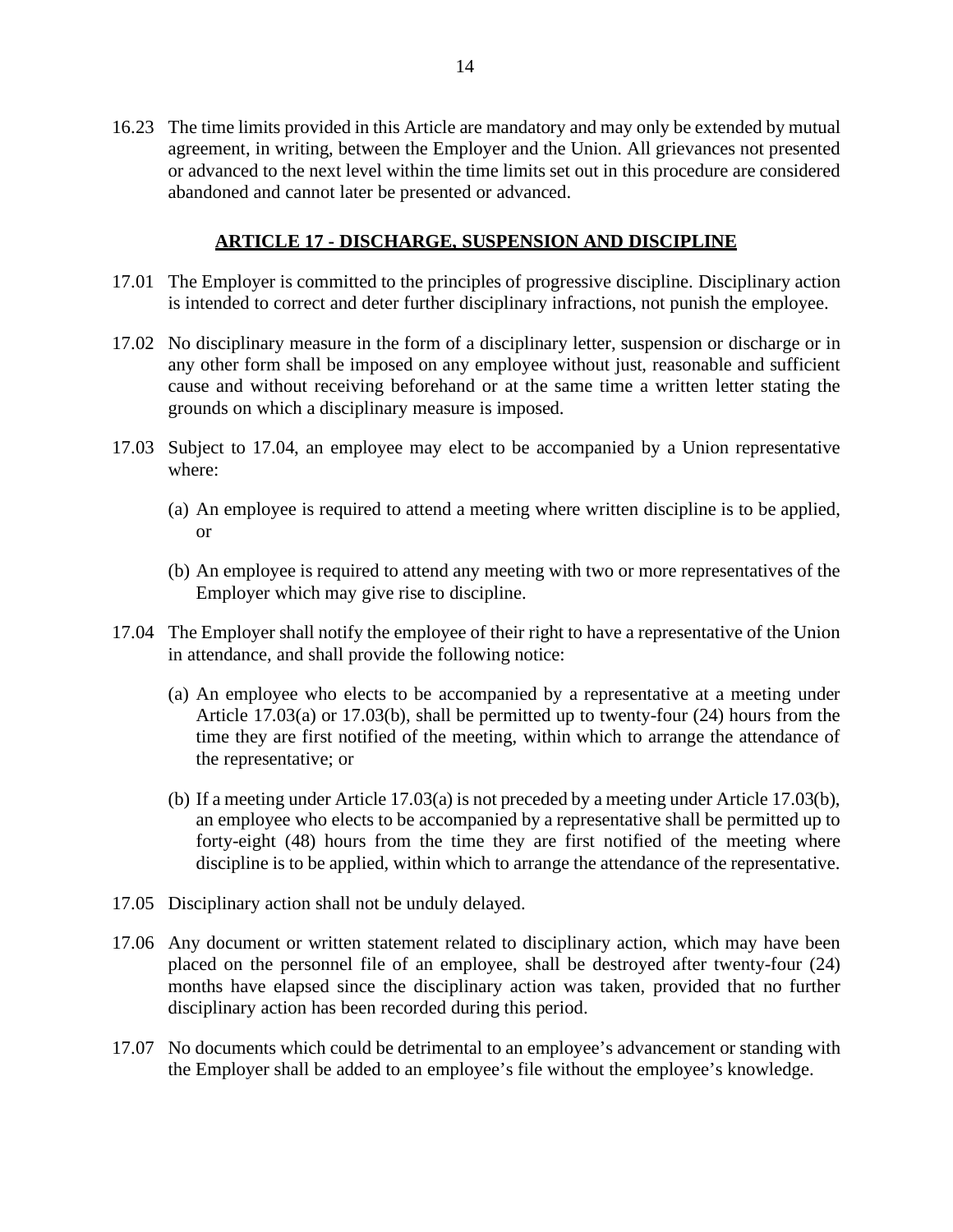16.23 The time limits provided in this Article are mandatory and may only be extended by mutual agreement, in writing, between the Employer and the Union. All grievances not presented or advanced to the next level within the time limits set out in this procedure are considered abandoned and cannot later be presented or advanced.

## ARTICLE 17 - DISCHARGE, SUSPENSION AND DISCIPLINE

17.01 The Employer is committed to the principles of progressive discipline. Disciplinary action is intended to correct and deter further disciplinary infractions, not punish the employee.

17.02 No disciplinary measure in the form of a disciplinary letter, suspension or discharge or in any other form shall be imposed on any employee without just, reasonable and sufficient cause and without receiving beforehand or at the same time a written letter stating the grounds on which a disciplinary measure is imposed.

17.03 Subject to 17.04, an employee may elect to be accompanied by a Union representative where:

(a) An employee is required to attend a meeting where written discipline is to be applied, or

(b) An employee is required to attend any meeting with two or more representatives of the Employer which may give rise to discipline.

17.04 The Employer shall notify the employee of their right to have a representative of the Union in attendance, and shall provide the following notice:

(a) An employee who elects to be accompanied by a representative at a meeting under Article 17.03(a) or 17.03(b), shall be permitted up to twenty-four (24) hours from the time they are first notified of the meeting, within which to arrange the attendance of the representative; or

(b) If a meeting under Article 17.03(a) is not preceded by a meeting under Article 17.03(b), an employee who elects to be accompanied by a representative shall be permitted up to forty-eight (48) hours from the time they are first notified of the meeting where discipline is to be applied, within which to arrange the attendance of the representative.

17.05 Disciplinary action shall not be unduly delayed.

17.06 Any document or written statement related to disciplinary action, which may have been placed on the personnel file of an employee, shall be destroyed after twenty-four (24) months have elapsed since the disciplinary action was taken, provided that no further disciplinary action has been recorded during this period.

17.07 No documents which could be detrimental to an employee's advancement or standing with the Employer shall be added to an employee's file without the employee's knowledge.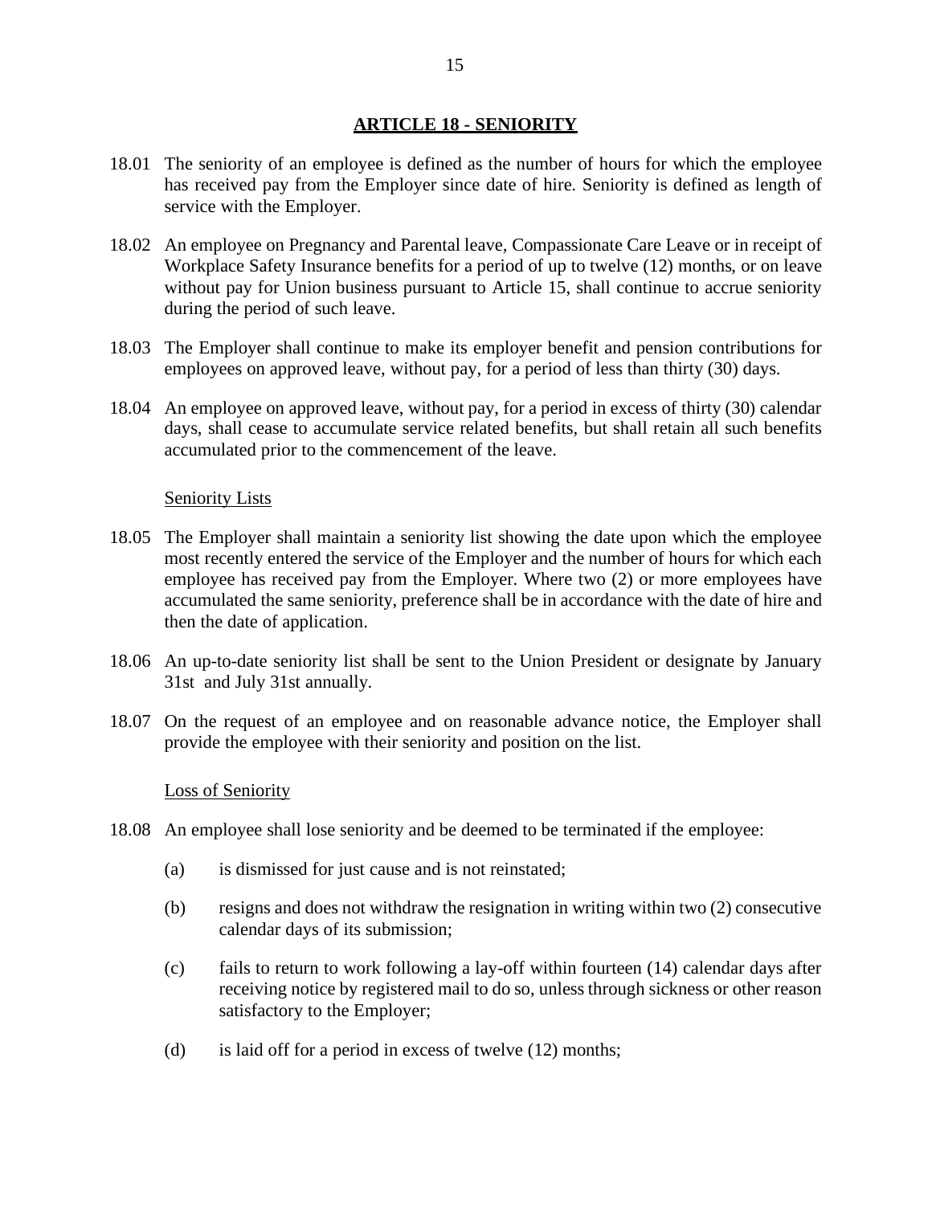## ARTICLE 18 - SENIORITY

18.01 The seniority of an employee is defined as the number of hours for which the employee has received pay from the Employer since date of hire. Seniority is defined as length of service with the Employer.

18.02 An employee on Pregnancy and Parental leave, Compassionate Care Leave or in receipt of Workplace Safety Insurance benefits for a period of up to twelve (12) months, or on leave without pay for Union business pursuant to Article 15, shall continue to accrue seniority during the period of such leave.

18.03 The Employer shall continue to make its employer benefit and pension contributions for employees on approved leave, without pay, for a period of less than thirty (30) days.

18.04 An employee on approved leave, without pay, for a period in excess of thirty (30) calendar days, shall cease to accumulate service related benefits, but shall retain all such benefits accumulated prior to the commencement of the leave.

Seniority Lists

18.05 The Employer shall maintain a seniority list showing the date upon which the employee most recently entered the service of the Employer and the number of hours for which each employee has received pay from the Employer. Where two (2) or more employees have accumulated the same seniority, preference shall be in accordance with the date of hire and then the date of application.

18.06 An up-to-date seniority list shall be sent to the Union President or designate by January 31st and July 31st annually.

18.07 On the request of an employee and on reasonable advance notice, the Employer shall provide the employee with their seniority and position on the list.

Loss of Seniority

18.08 An employee shall lose seniority and be deemed to be terminated if the employee:

(a) is dismissed for just cause and is not reinstated;

(b) resigns and does not withdraw the resignation in writing within two (2) consecutive calendar days of its submission;

(c) fails to return to work following a lay-off within fourteen (14) calendar days after receiving notice by registered mail to do so, unless through sickness or other reason satisfactory to the Employer;

(d) is laid off for a period in excess of twelve (12) months;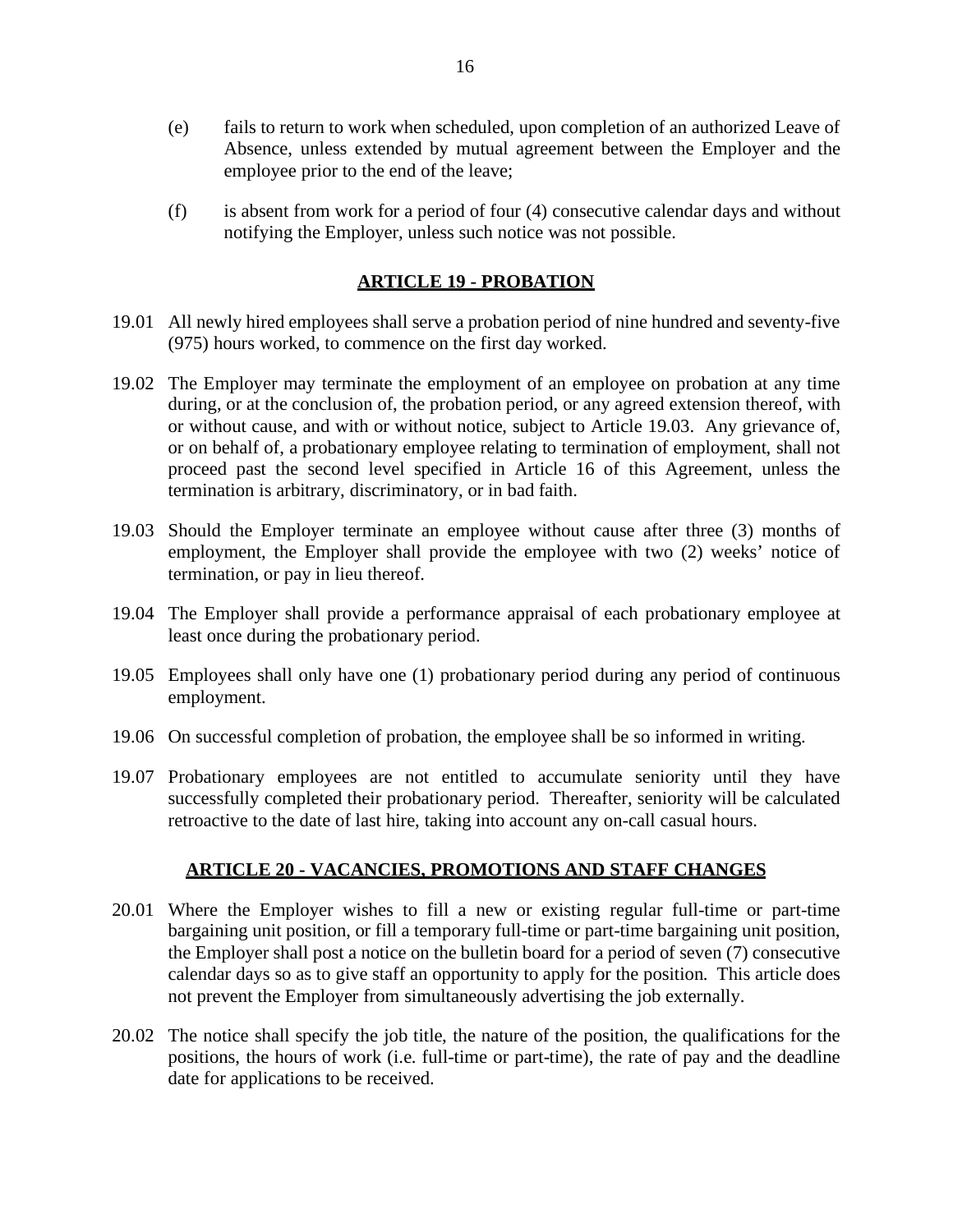(e) fails to return to work when scheduled, upon completion of an authorized Leave of Absence, unless extended by mutual agreement between the Employer and the employee prior to the end of the leave;

(f) is absent from work for a period of four (4) consecutive calendar days and without notifying the Employer, unless such notice was not possible.

## ARTICLE 19 - PROBATION

19.01 All newly hired employees shall serve a probation period of nine hundred and seventy-five (975) hours worked, to commence on the first day worked.

19.02 The Employer may terminate the employment of an employee on probation at any time during, or at the conclusion of, the probation period, or any agreed extension thereof, with or without cause, and with or without notice, subject to Article 19.03. Any grievance of, or on behalf of, a probationary employee relating to termination of employment, shall not proceed past the second level specified in Article 16 of this Agreement, unless the termination is arbitrary, discriminatory, or in bad faith.

19.03 Should the Employer terminate an employee without cause after three (3) months of employment, the Employer shall provide the employee with two (2) weeks' notice of termination, or pay in lieu thereof.

19.04 The Employer shall provide a performance appraisal of each probationary employee at least once during the probationary period.

19.05 Employees shall only have one (1) probationary period during any period of continuous employment.

19.06 On successful completion of probation, the employee shall be so informed in writing.

19.07 Probationary employees are not entitled to accumulate seniority until they have successfully completed their probationary period. Thereafter, seniority will be calculated retroactive to the date of last hire, taking into account any on-call casual hours.

## ARTICLE 20 - VACANCIES, PROMOTIONS AND STAFF CHANGES

20.01 Where the Employer wishes to fill a new or existing regular full-time or part-time bargaining unit position, or fill a temporary full-time or part-time bargaining unit position, the Employer shall post a notice on the bulletin board for a period of seven (7) consecutive calendar days so as to give staff an opportunity to apply for the position. This article does not prevent the Employer from simultaneously advertising the job externally.

20.02 The notice shall specify the job title, the nature of the position, the qualifications for the positions, the hours of work (i.e. full-time or part-time), the rate of pay and the deadline date for applications to be received.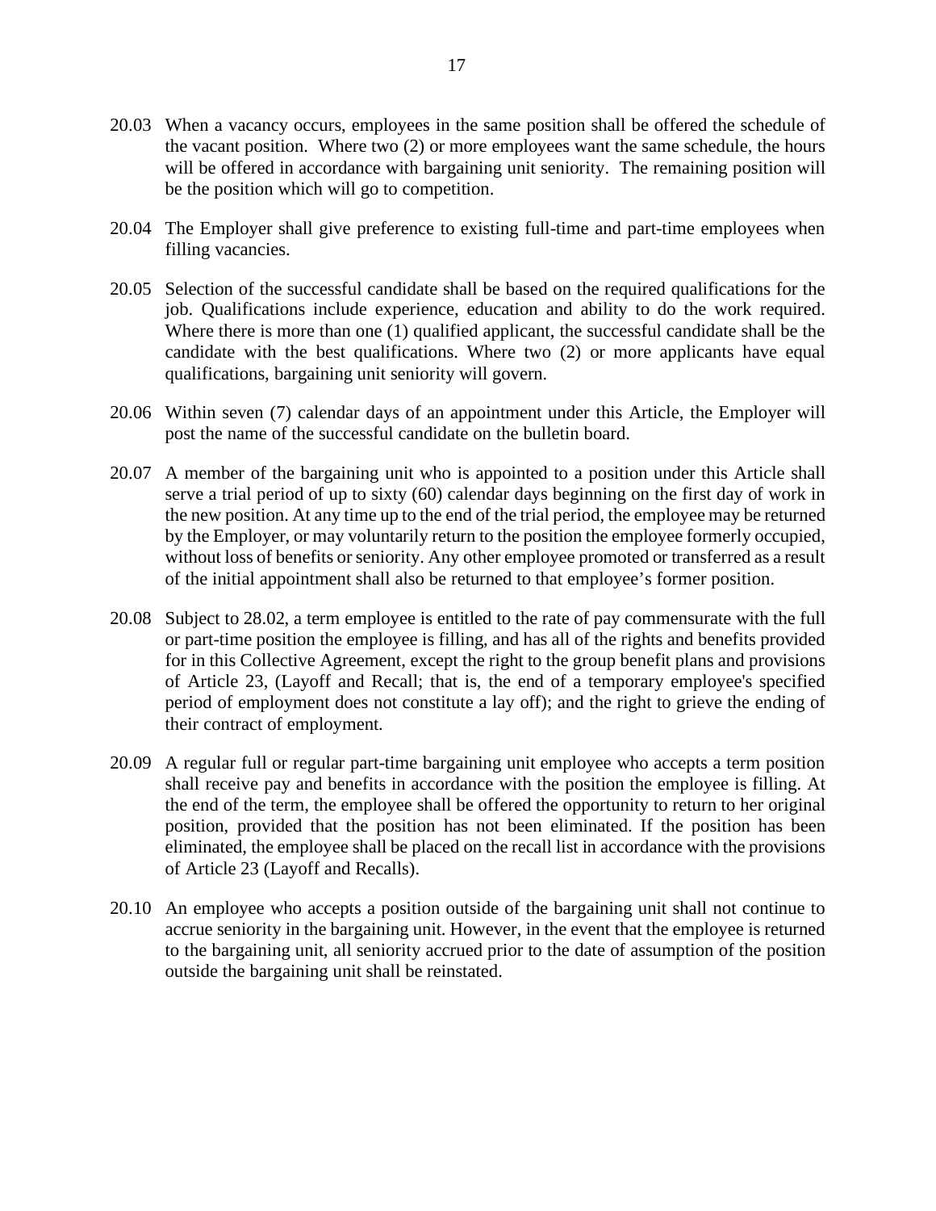20.03 When a vacancy occurs, employees in the same position shall be offered the schedule of the vacant position. Where two (2) or more employees want the same schedule, the hours will be offered in accordance with bargaining unit seniority. The remaining position will be the position which will go to competition.

20.04 The Employer shall give preference to existing full-time and part-time employees when filling vacancies.

20.05 Selection of the successful candidate shall be based on the required qualifications for the job. Qualifications include experience, education and ability to do the work required. Where there is more than one (1) qualified applicant, the successful candidate shall be the candidate with the best qualifications. Where two (2) or more applicants have equal qualifications, bargaining unit seniority will govern.

20.06 Within seven (7) calendar days of an appointment under this Article, the Employer will post the name of the successful candidate on the bulletin board.

20.07 A member of the bargaining unit who is appointed to a position under this Article shall serve a trial period of up to sixty (60) calendar days beginning on the first day of work in the new position. At any time up to the end of the trial period, the employee may be returned by the Employer, or may voluntarily return to the position the employee formerly occupied, without loss of benefits or seniority. Any other employee promoted or transferred as a result of the initial appointment shall also be returned to that employee's former position.

20.08 Subject to 28.02, a term employee is entitled to the rate of pay commensurate with the full or part-time position the employee is filling, and has all of the rights and benefits provided for in this Collective Agreement, except the right to the group benefit plans and provisions of Article 23, (Layoff and Recall; that is, the end of a temporary employee's specified period of employment does not constitute a lay off); and the right to grieve the ending of their contract of employment.

20.09 A regular full or regular part-time bargaining unit employee who accepts a term position shall receive pay and benefits in accordance with the position the employee is filling. At the end of the term, the employee shall be offered the opportunity to return to her original position, provided that the position has not been eliminated. If the position has been eliminated, the employee shall be placed on the recall list in accordance with the provisions of Article 23 (Layoff and Recalls).

20.10 An employee who accepts a position outside of the bargaining unit shall not continue to accrue seniority in the bargaining unit. However, in the event that the employee is returned to the bargaining unit, all seniority accrued prior to the date of assumption of the position outside the bargaining unit shall be reinstated.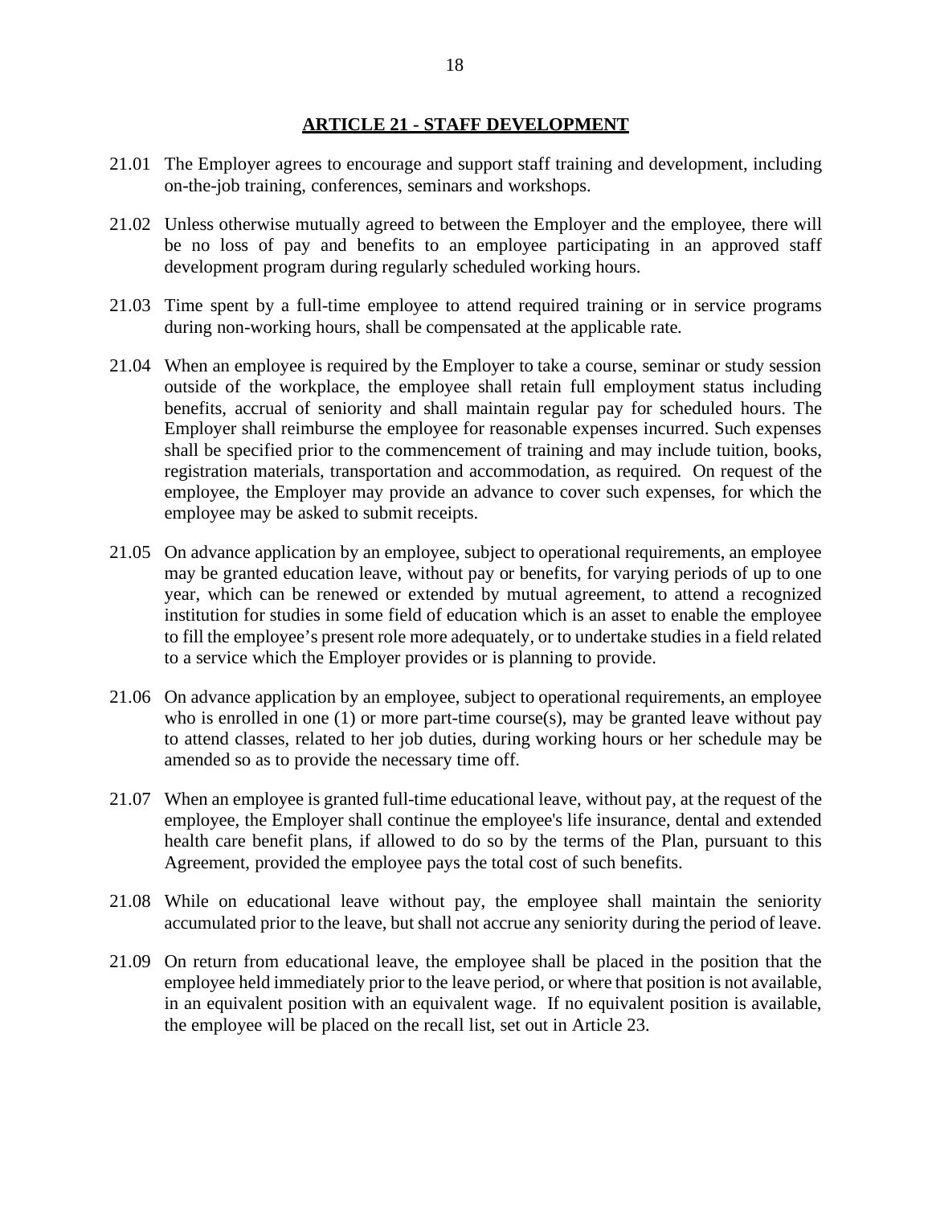## ARTICLE 21 - STAFF DEVELOPMENT

21.01 The Employer agrees to encourage and support staff training and development, including on-the-job training, conferences, seminars and workshops.

21.02 Unless otherwise mutually agreed to between the Employer and the employee, there will be no loss of pay and benefits to an employee participating in an approved staff development program during regularly scheduled working hours.

21.03 Time spent by a full-time employee to attend required training or in service programs during non-working hours, shall be compensated at the applicable rate.

21.04 When an employee is required by the Employer to take a course, seminar or study session outside of the workplace, the employee shall retain full employment status including benefits, accrual of seniority and shall maintain regular pay for scheduled hours. The Employer shall reimburse the employee for reasonable expenses incurred. Such expenses shall be specified prior to the commencement of training and may include tuition, books, registration materials, transportation and accommodation, as required. On request of the employee, the Employer may provide an advance to cover such expenses, for which the employee may be asked to submit receipts.

21.05 On advance application by an employee, subject to operational requirements, an employee may be granted education leave, without pay or benefits, for varying periods of up to one year, which can be renewed or extended by mutual agreement, to attend a recognized institution for studies in some field of education which is an asset to enable the employee to fill the employee's present role more adequately, or to undertake studies in a field related to a service which the Employer provides or is planning to provide.

21.06 On advance application by an employee, subject to operational requirements, an employee who is enrolled in one (1) or more part-time course(s), may be granted leave without pay to attend classes, related to her job duties, during working hours or her schedule may be amended so as to provide the necessary time off.

21.07 When an employee is granted full-time educational leave, without pay, at the request of the employee, the Employer shall continue the employee's life insurance, dental and extended health care benefit plans, if allowed to do so by the terms of the Plan, pursuant to this Agreement, provided the employee pays the total cost of such benefits.

21.08 While on educational leave without pay, the employee shall maintain the seniority accumulated prior to the leave, but shall not accrue any seniority during the period of leave.

21.09 On return from educational leave, the employee shall be placed in the position that the employee held immediately prior to the leave period, or where that position is not available, in an equivalent position with an equivalent wage. If no equivalent position is available, the employee will be placed on the recall list, set out in Article 23.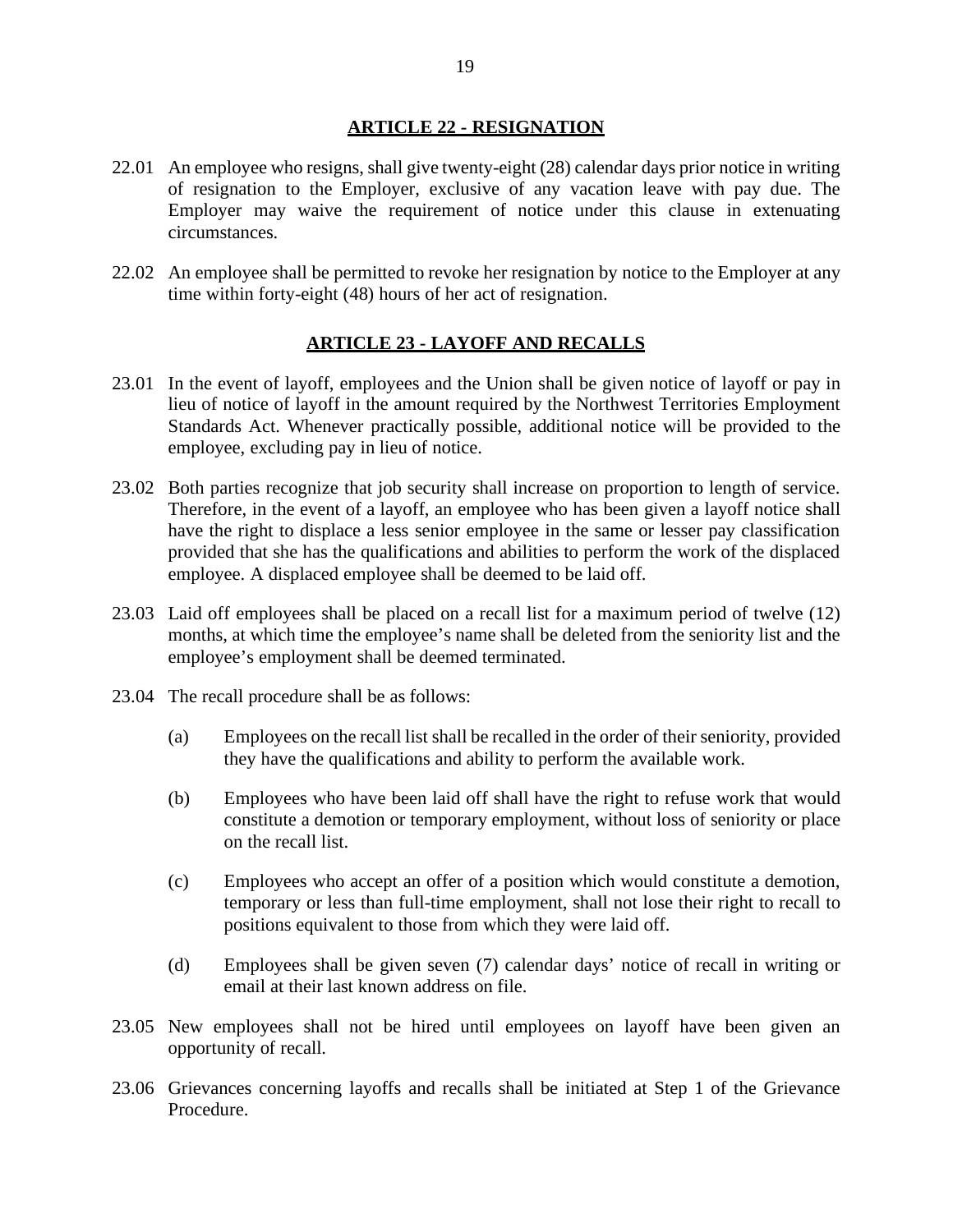## ARTICLE 22 - RESIGNATION

22.01 An employee who resigns, shall give twenty-eight (28) calendar days prior notice in writing of resignation to the Employer, exclusive of any vacation leave with pay due. The Employer may waive the requirement of notice under this clause in extenuating circumstances.

22.02 An employee shall be permitted to revoke her resignation by notice to the Employer at any time within forty-eight (48) hours of her act of resignation.

## ARTICLE 23 - LAYOFF AND RECALLS

23.01 In the event of layoff, employees and the Union shall be given notice of layoff or pay in lieu of notice of layoff in the amount required by the Northwest Territories Employment Standards Act. Whenever practically possible, additional notice will be provided to the employee, excluding pay in lieu of notice.

23.02 Both parties recognize that job security shall increase on proportion to length of service. Therefore, in the event of a layoff, an employee who has been given a layoff notice shall have the right to displace a less senior employee in the same or lesser pay classification provided that she has the qualifications and abilities to perform the work of the displaced employee. A displaced employee shall be deemed to be laid off.

23.03 Laid off employees shall be placed on a recall list for a maximum period of twelve (12) months, at which time the employee's name shall be deleted from the seniority list and the employee's employment shall be deemed terminated.

23.04 The recall procedure shall be as follows:

(a) Employees on the recall list shall be recalled in the order of their seniority, provided they have the qualifications and ability to perform the available work.

(b) Employees who have been laid off shall have the right to refuse work that would constitute a demotion or temporary employment, without loss of seniority or place on the recall list.

(c) Employees who accept an offer of a position which would constitute a demotion, temporary or less than full-time employment, shall not lose their right to recall to positions equivalent to those from which they were laid off.

(d) Employees shall be given seven (7) calendar days' notice of recall in writing or email at their last known address on file.

23.05 New employees shall not be hired until employees on layoff have been given an opportunity of recall.

23.06 Grievances concerning layoffs and recalls shall be initiated at Step 1 of the Grievance Procedure.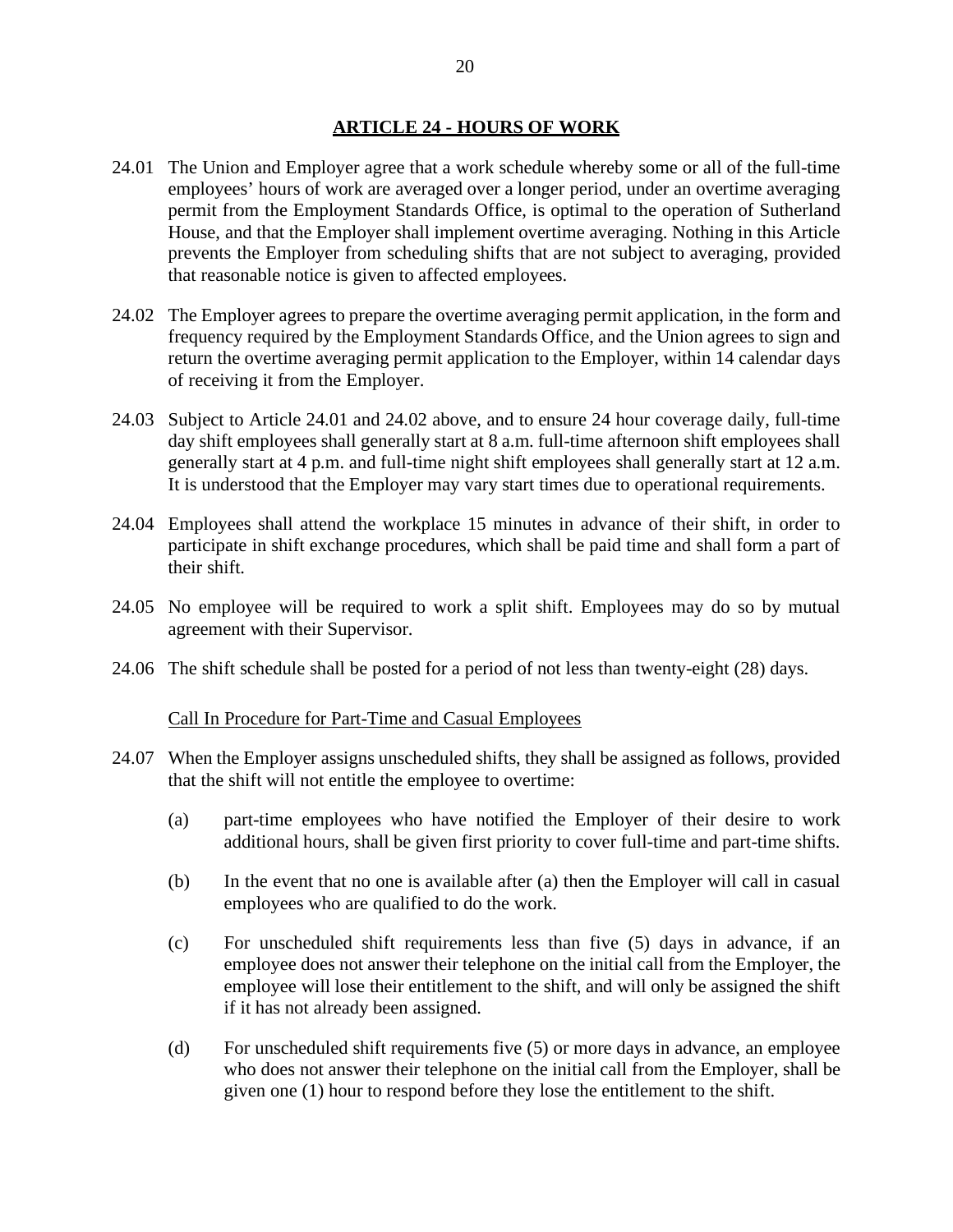## ARTICLE 24 - HOURS OF WORK

24.01 The Union and Employer agree that a work schedule whereby some or all of the full-time employees' hours of work are averaged over a longer period, under an overtime averaging permit from the Employment Standards Office, is optimal to the operation of Sutherland House, and that the Employer shall implement overtime averaging. Nothing in this Article prevents the Employer from scheduling shifts that are not subject to averaging, provided that reasonable notice is given to affected employees.

24.02 The Employer agrees to prepare the overtime averaging permit application, in the form and frequency required by the Employment Standards Office, and the Union agrees to sign and return the overtime averaging permit application to the Employer, within 14 calendar days of receiving it from the Employer.

24.03 Subject to Article 24.01 and 24.02 above, and to ensure 24 hour coverage daily, full-time day shift employees shall generally start at 8 a.m. full-time afternoon shift employees shall generally start at 4 p.m. and full-time night shift employees shall generally start at 12 a.m. It is understood that the Employer may vary start times due to operational requirements.

24.04 Employees shall attend the workplace 15 minutes in advance of their shift, in order to participate in shift exchange procedures, which shall be paid time and shall form a part of their shift.

24.05 No employee will be required to work a split shift. Employees may do so by mutual agreement with their Supervisor.

24.06 The shift schedule shall be posted for a period of not less than twenty-eight (28) days.

Call In Procedure for Part-Time and Casual Employees

24.07 When the Employer assigns unscheduled shifts, they shall be assigned as follows, provided that the shift will not entitle the employee to overtime:

(a) part-time employees who have notified the Employer of their desire to work additional hours, shall be given first priority to cover full-time and part-time shifts.

(b) In the event that no one is available after (a) then the Employer will call in casual employees who are qualified to do the work.

(c) For unscheduled shift requirements less than five (5) days in advance, if an employee does not answer their telephone on the initial call from the Employer, the employee will lose their entitlement to the shift, and will only be assigned the shift if it has not already been assigned.

(d) For unscheduled shift requirements five (5) or more days in advance, an employee who does not answer their telephone on the initial call from the Employer, shall be given one (1) hour to respond before they lose the entitlement to the shift.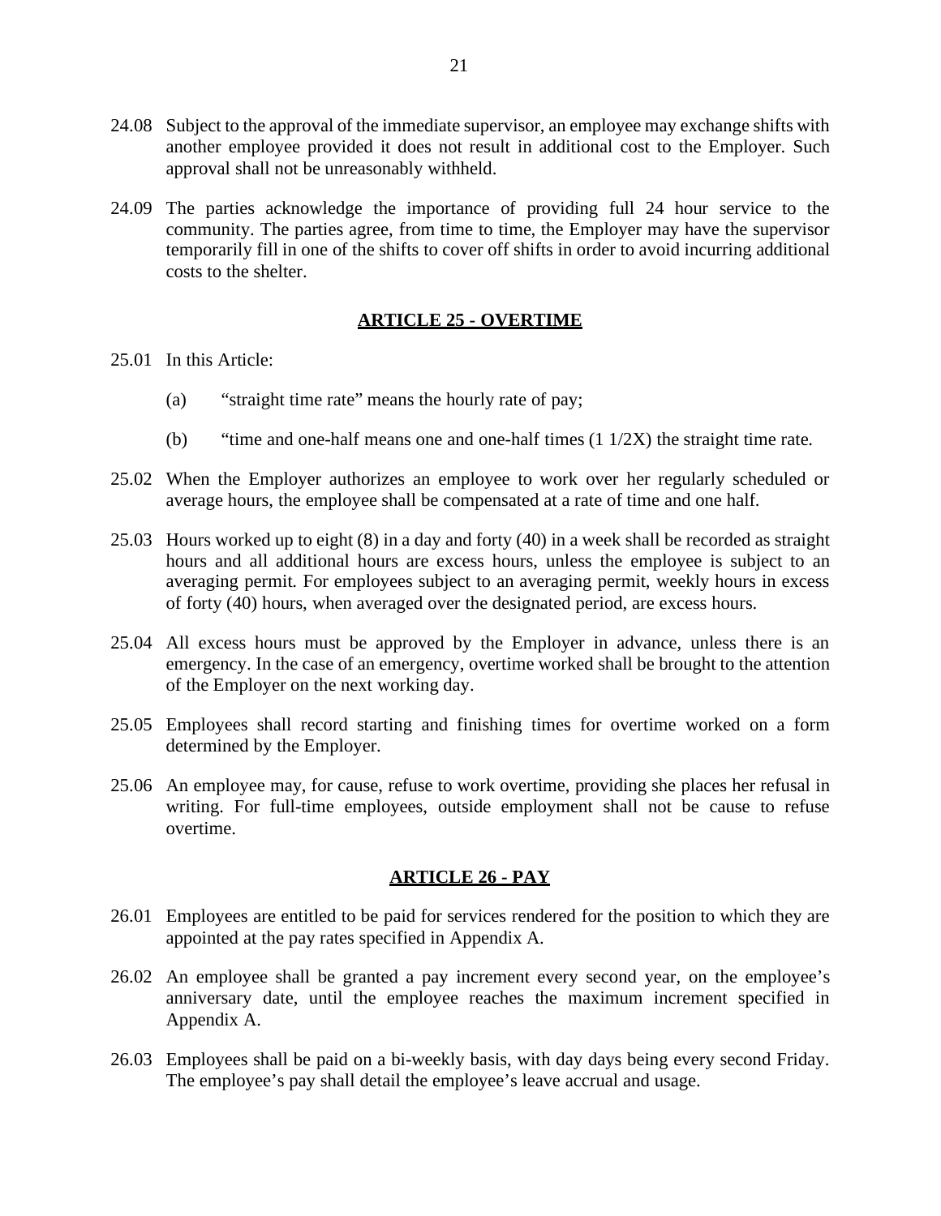24.08 Subject to the approval of the immediate supervisor, an employee may exchange shifts with another employee provided it does not result in additional cost to the Employer. Such approval shall not be unreasonably withheld.

24.09 The parties acknowledge the importance of providing full 24 hour service to the community. The parties agree, from time to time, the Employer may have the supervisor temporarily fill in one of the shifts to cover off shifts in order to avoid incurring additional costs to the shelter.

## ARTICLE 25 - OVERTIME

25.01 In this Article:

(a) "straight time rate" means the hourly rate of pay;

(b) "time and one-half means one and one-half times (1 1/2X) the straight time rate.

25.02 When the Employer authorizes an employee to work over her regularly scheduled or average hours, the employee shall be compensated at a rate of time and one half.

25.03 Hours worked up to eight (8) in a day and forty (40) in a week shall be recorded as straight hours and all additional hours are excess hours, unless the employee is subject to an averaging permit. For employees subject to an averaging permit, weekly hours in excess of forty (40) hours, when averaged over the designated period, are excess hours.

25.04 All excess hours must be approved by the Employer in advance, unless there is an emergency. In the case of an emergency, overtime worked shall be brought to the attention of the Employer on the next working day.

25.05 Employees shall record starting and finishing times for overtime worked on a form determined by the Employer.

25.06 An employee may, for cause, refuse to work overtime, providing she places her refusal in writing. For full-time employees, outside employment shall not be cause to refuse overtime.

## ARTICLE 26 - PAY

26.01 Employees are entitled to be paid for services rendered for the position to which they are appointed at the pay rates specified in Appendix A.

26.02 An employee shall be granted a pay increment every second year, on the employee's anniversary date, until the employee reaches the maximum increment specified in Appendix A.

26.03 Employees shall be paid on a bi-weekly basis, with day days being every second Friday. The employee's pay shall detail the employee's leave accrual and usage.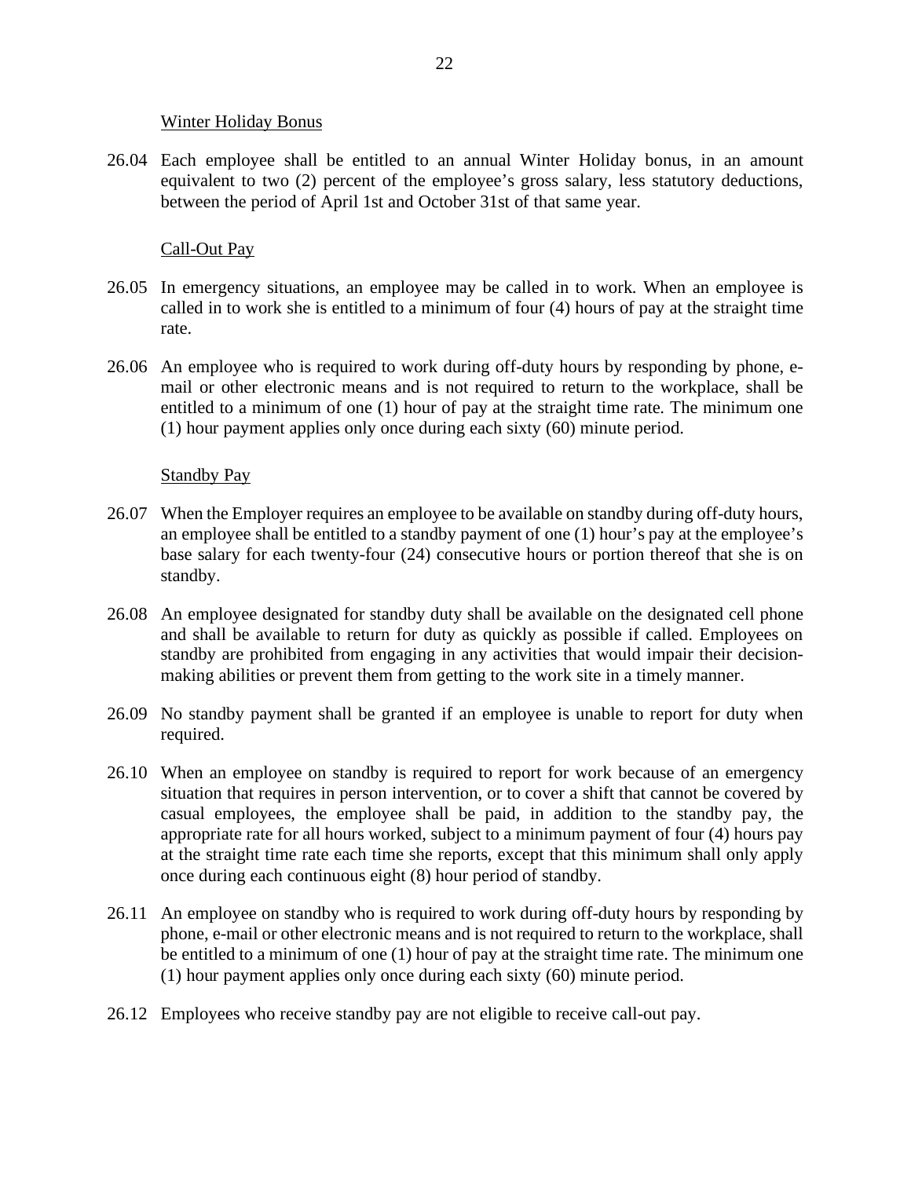Winter Holiday Bonus

26.04 Each employee shall be entitled to an annual Winter Holiday bonus, in an amount equivalent to two (2) percent of the employee's gross salary, less statutory deductions, between the period of April 1st and October 31st of that same year.

Call-Out Pay

26.05 In emergency situations, an employee may be called in to work. When an employee is called in to work she is entitled to a minimum of four (4) hours of pay at the straight time rate.

26.06 An employee who is required to work during off-duty hours by responding by phone, e-mail or other electronic means and is not required to return to the workplace, shall be entitled to a minimum of one (1) hour of pay at the straight time rate. The minimum one (1) hour payment applies only once during each sixty (60) minute period.

Standby Pay

26.07 When the Employer requires an employee to be available on standby during off-duty hours, an employee shall be entitled to a standby payment of one (1) hour's pay at the employee's base salary for each twenty-four (24) consecutive hours or portion thereof that she is on standby.

26.08 An employee designated for standby duty shall be available on the designated cell phone and shall be available to return for duty as quickly as possible if called. Employees on standby are prohibited from engaging in any activities that would impair their decision-making abilities or prevent them from getting to the work site in a timely manner.

26.09 No standby payment shall be granted if an employee is unable to report for duty when required.

26.10 When an employee on standby is required to report for work because of an emergency situation that requires in person intervention, or to cover a shift that cannot be covered by casual employees, the employee shall be paid, in addition to the standby pay, the appropriate rate for all hours worked, subject to a minimum payment of four (4) hours pay at the straight time rate each time she reports, except that this minimum shall only apply once during each continuous eight (8) hour period of standby.

26.11 An employee on standby who is required to work during off-duty hours by responding by phone, e-mail or other electronic means and is not required to return to the workplace, shall be entitled to a minimum of one (1) hour of pay at the straight time rate. The minimum one (1) hour payment applies only once during each sixty (60) minute period.

26.12 Employees who receive standby pay are not eligible to receive call-out pay.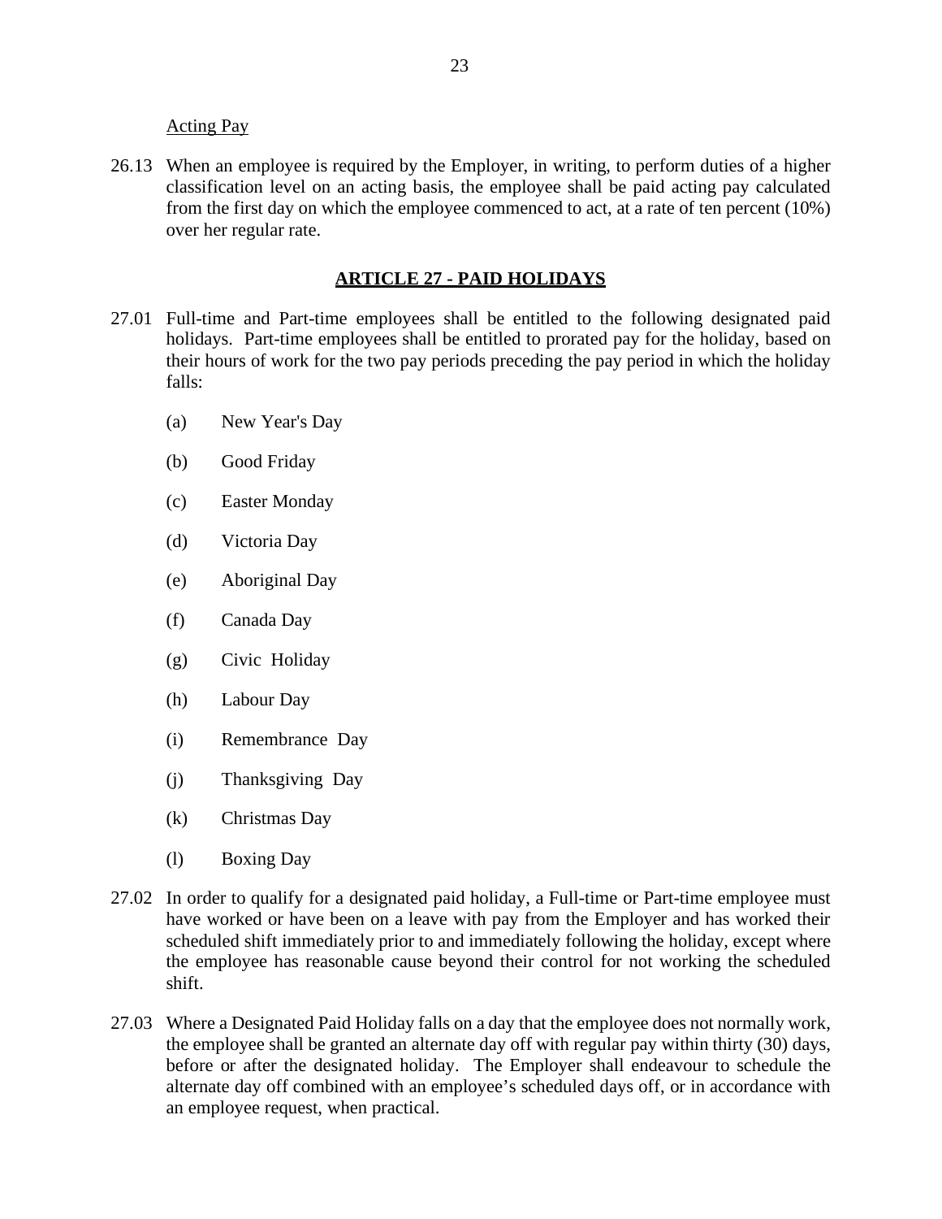Acting Pay

26.13 When an employee is required by the Employer, in writing, to perform duties of a higher classification level on an acting basis, the employee shall be paid acting pay calculated from the first day on which the employee commenced to act, at a rate of ten percent (10%) over her regular rate.

## ARTICLE 27 - PAID HOLIDAYS

27.01 Full-time and Part-time employees shall be entitled to the following designated paid holidays. Part-time employees shall be entitled to prorated pay for the holiday, based on their hours of work for the two pay periods preceding the pay period in which the holiday falls:

(a) New Year's Day

(b) Good Friday

(c) Easter Monday

(d) Victoria Day

(e) Aboriginal Day

(f) Canada Day

(g) Civic Holiday

(h) Labour Day

(i) Remembrance Day

(j) Thanksgiving Day

(k) Christmas Day

(l) Boxing Day

27.02 In order to qualify for a designated paid holiday, a Full-time or Part-time employee must have worked or have been on a leave with pay from the Employer and has worked their scheduled shift immediately prior to and immediately following the holiday, except where the employee has reasonable cause beyond their control for not working the scheduled shift.

27.03 Where a Designated Paid Holiday falls on a day that the employee does not normally work, the employee shall be granted an alternate day off with regular pay within thirty (30) days, before or after the designated holiday. The Employer shall endeavour to schedule the alternate day off combined with an employee's scheduled days off, or in accordance with an employee request, when practical.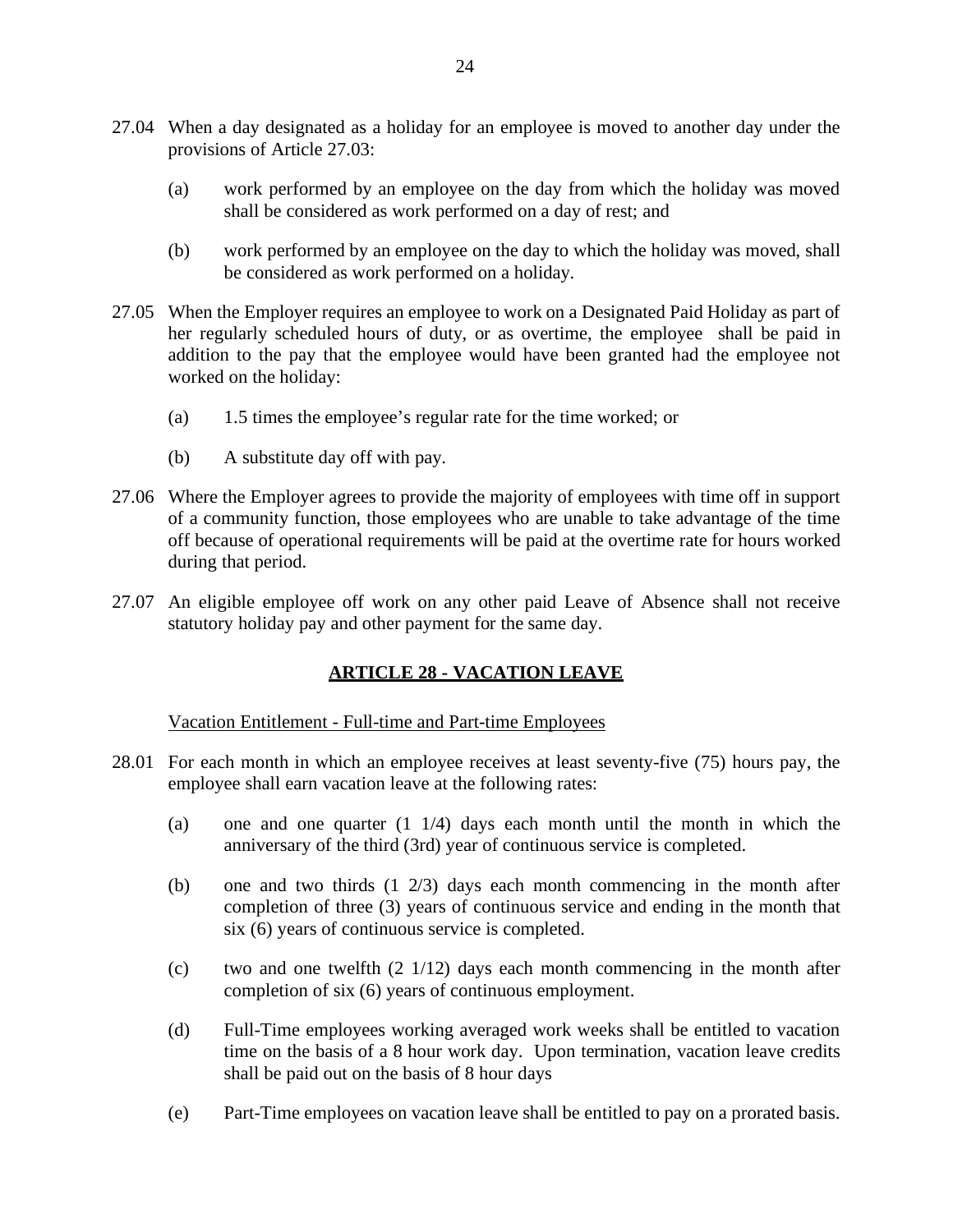27.04 When a day designated as a holiday for an employee is moved to another day under the provisions of Article 27.03:

(a) work performed by an employee on the day from which the holiday was moved shall be considered as work performed on a day of rest; and

(b) work performed by an employee on the day to which the holiday was moved, shall be considered as work performed on a holiday.

27.05 When the Employer requires an employee to work on a Designated Paid Holiday as part of her regularly scheduled hours of duty, or as overtime, the employee shall be paid in addition to the pay that the employee would have been granted had the employee not worked on the holiday:

(a) 1.5 times the employee's regular rate for the time worked; or

(b) A substitute day off with pay.

27.06 Where the Employer agrees to provide the majority of employees with time off in support of a community function, those employees who are unable to take advantage of the time off because of operational requirements will be paid at the overtime rate for hours worked during that period.

27.07 An eligible employee off work on any other paid Leave of Absence shall not receive statutory holiday pay and other payment for the same day.

## ARTICLE 28 - VACATION LEAVE

Vacation Entitlement - Full-time and Part-time Employees

28.01 For each month in which an employee receives at least seventy-five (75) hours pay, the employee shall earn vacation leave at the following rates:

(a) one and one quarter (1 1/4) days each month until the month in which the anniversary of the third (3rd) year of continuous service is completed.

(b) one and two thirds (1 2/3) days each month commencing in the month after completion of three (3) years of continuous service and ending in the month that six (6) years of continuous service is completed.

(c) two and one twelfth (2 1/12) days each month commencing in the month after completion of six (6) years of continuous employment.

(d) Full-Time employees working averaged work weeks shall be entitled to vacation time on the basis of a 8 hour work day. Upon termination, vacation leave credits shall be paid out on the basis of 8 hour days

(e) Part-Time employees on vacation leave shall be entitled to pay on a prorated basis.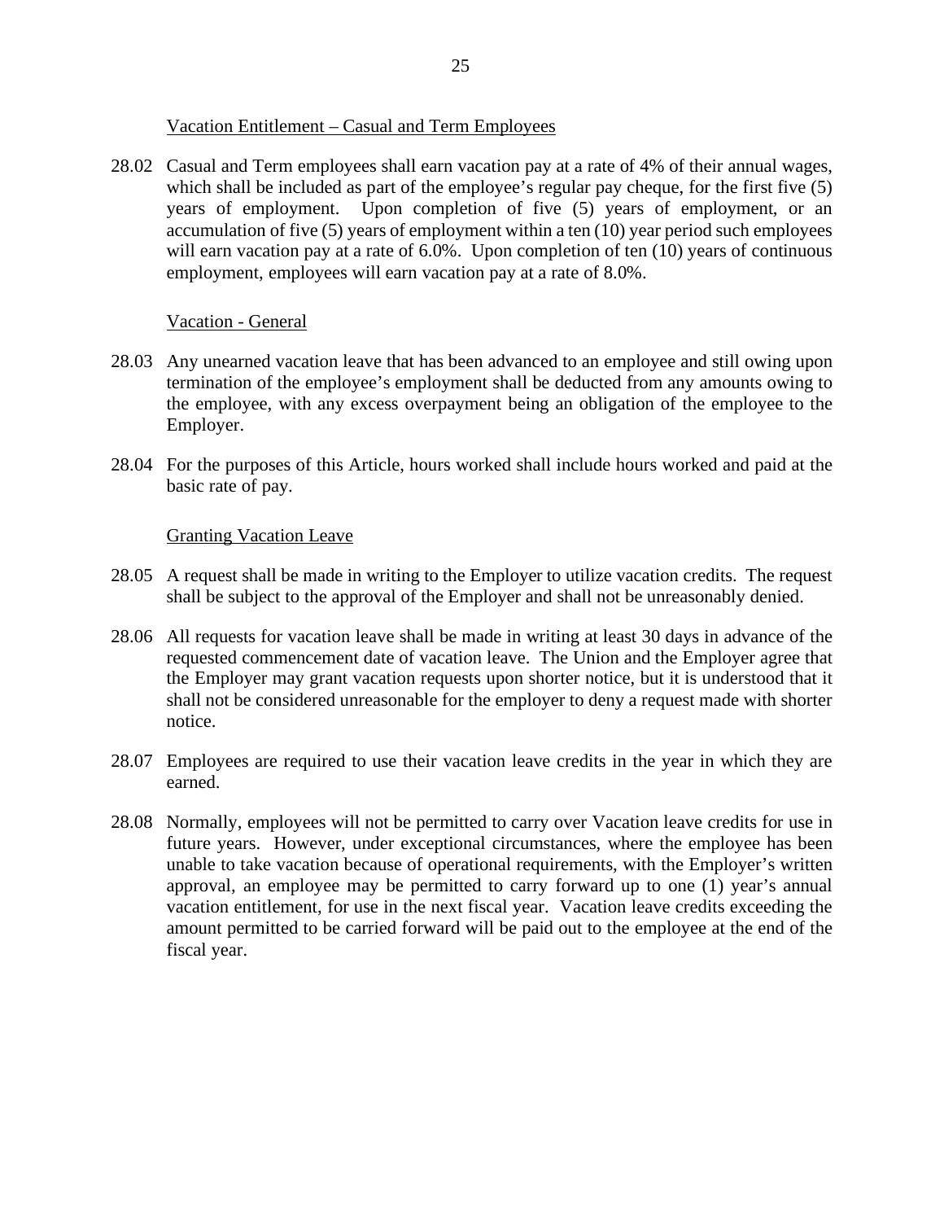Vacation Entitlement – Casual and Term Employees

28.02 Casual and Term employees shall earn vacation pay at a rate of 4% of their annual wages, which shall be included as part of the employee's regular pay cheque, for the first five (5) years of employment. Upon completion of five (5) years of employment, or an accumulation of five (5) years of employment within a ten (10) year period such employees will earn vacation pay at a rate of 6.0%. Upon completion of ten (10) years of continuous employment, employees will earn vacation pay at a rate of 8.0%.

Vacation - General

28.03 Any unearned vacation leave that has been advanced to an employee and still owing upon termination of the employee's employment shall be deducted from any amounts owing to the employee, with any excess overpayment being an obligation of the employee to the Employer.

28.04 For the purposes of this Article, hours worked shall include hours worked and paid at the basic rate of pay.

Granting Vacation Leave

28.05 A request shall be made in writing to the Employer to utilize vacation credits. The request shall be subject to the approval of the Employer and shall not be unreasonably denied.

28.06 All requests for vacation leave shall be made in writing at least 30 days in advance of the requested commencement date of vacation leave. The Union and the Employer agree that the Employer may grant vacation requests upon shorter notice, but it is understood that it shall not be considered unreasonable for the employer to deny a request made with shorter notice.

28.07 Employees are required to use their vacation leave credits in the year in which they are earned.

28.08 Normally, employees will not be permitted to carry over Vacation leave credits for use in future years. However, under exceptional circumstances, where the employee has been unable to take vacation because of operational requirements, with the Employer's written approval, an employee may be permitted to carry forward up to one (1) year's annual vacation entitlement, for use in the next fiscal year. Vacation leave credits exceeding the amount permitted to be carried forward will be paid out to the employee at the end of the fiscal year.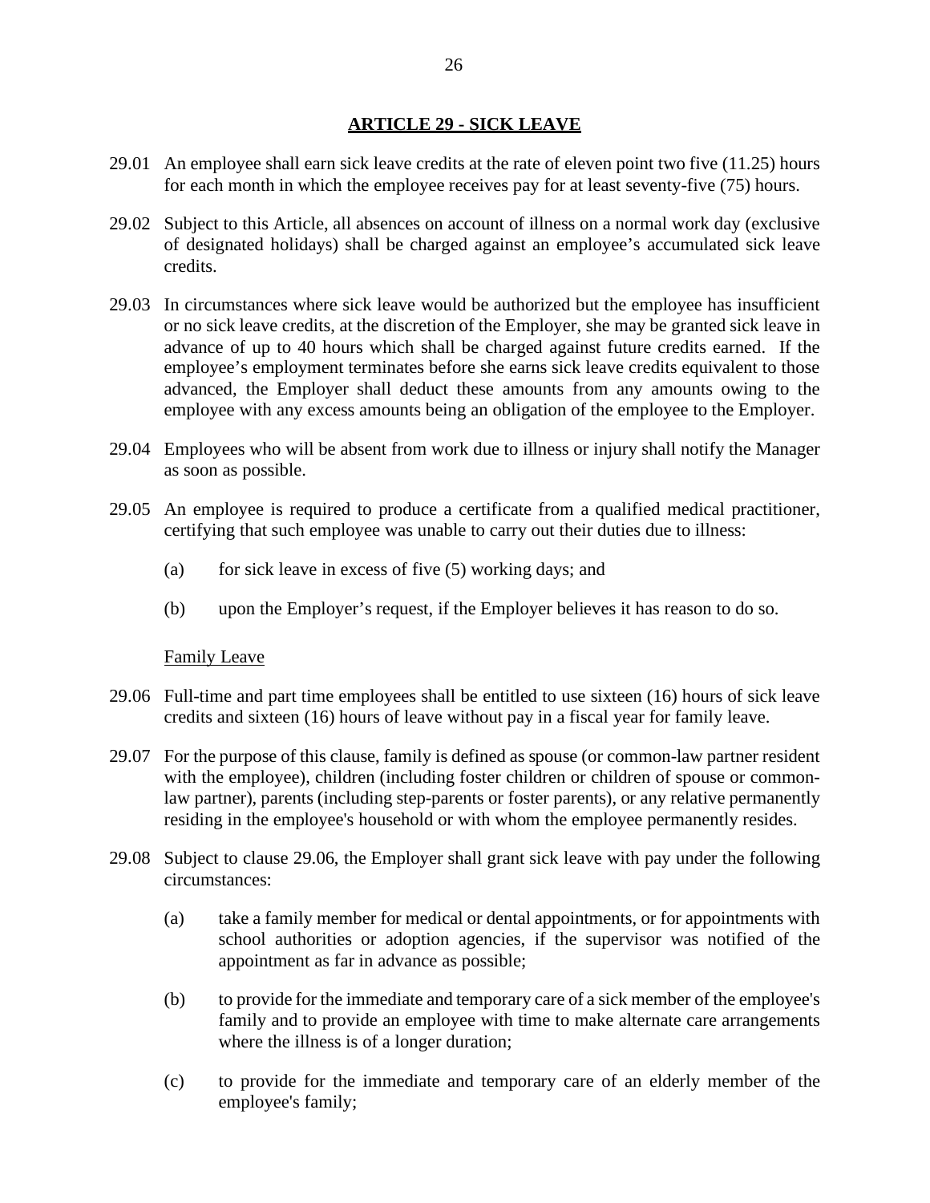## ARTICLE 29 - SICK LEAVE

29.01 An employee shall earn sick leave credits at the rate of eleven point two five (11.25) hours for each month in which the employee receives pay for at least seventy-five (75) hours.

29.02 Subject to this Article, all absences on account of illness on a normal work day (exclusive of designated holidays) shall be charged against an employee's accumulated sick leave credits.

29.03 In circumstances where sick leave would be authorized but the employee has insufficient or no sick leave credits, at the discretion of the Employer, she may be granted sick leave in advance of up to 40 hours which shall be charged against future credits earned. If the employee's employment terminates before she earns sick leave credits equivalent to those advanced, the Employer shall deduct these amounts from any amounts owing to the employee with any excess amounts being an obligation of the employee to the Employer.

29.04 Employees who will be absent from work due to illness or injury shall notify the Manager as soon as possible.

29.05 An employee is required to produce a certificate from a qualified medical practitioner, certifying that such employee was unable to carry out their duties due to illness:

(a) for sick leave in excess of five (5) working days; and

(b) upon the Employer's request, if the Employer believes it has reason to do so.

Family Leave

29.06 Full-time and part time employees shall be entitled to use sixteen (16) hours of sick leave credits and sixteen (16) hours of leave without pay in a fiscal year for family leave.

29.07 For the purpose of this clause, family is defined as spouse (or common-law partner resident with the employee), children (including foster children or children of spouse or common-law partner), parents (including step-parents or foster parents), or any relative permanently residing in the employee's household or with whom the employee permanently resides.

29.08 Subject to clause 29.06, the Employer shall grant sick leave with pay under the following circumstances:

(a) take a family member for medical or dental appointments, or for appointments with school authorities or adoption agencies, if the supervisor was notified of the appointment as far in advance as possible;

(b) to provide for the immediate and temporary care of a sick member of the employee's family and to provide an employee with time to make alternate care arrangements where the illness is of a longer duration;

(c) to provide for the immediate and temporary care of an elderly member of the employee's family;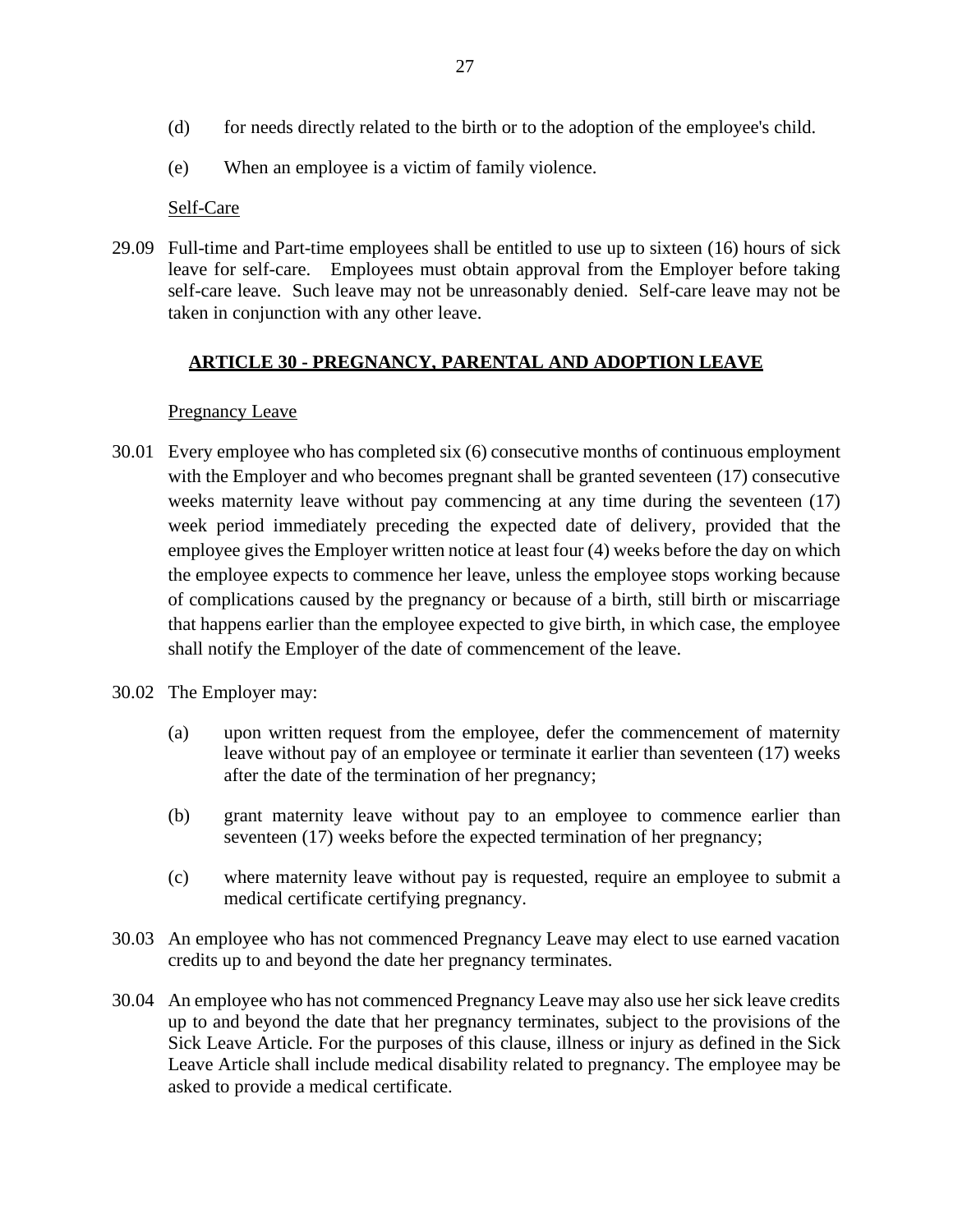(d) for needs directly related to the birth or to the adoption of the employee's child.

(e) When an employee is a victim of family violence.

Self-Care

29.09 Full-time and Part-time employees shall be entitled to use up to sixteen (16) hours of sick leave for self-care. Employees must obtain approval from the Employer before taking self-care leave. Such leave may not be unreasonably denied. Self-care leave may not be taken in conjunction with any other leave.

## ARTICLE 30 - PREGNANCY, PARENTAL AND ADOPTION LEAVE

Pregnancy Leave

30.01 Every employee who has completed six (6) consecutive months of continuous employment with the Employer and who becomes pregnant shall be granted seventeen (17) consecutive weeks maternity leave without pay commencing at any time during the seventeen (17) week period immediately preceding the expected date of delivery, provided that the employee gives the Employer written notice at least four (4) weeks before the day on which the employee expects to commence her leave, unless the employee stops working because of complications caused by the pregnancy or because of a birth, still birth or miscarriage that happens earlier than the employee expected to give birth, in which case, the employee shall notify the Employer of the date of commencement of the leave.

30.02 The Employer may:

(a) upon written request from the employee, defer the commencement of maternity leave without pay of an employee or terminate it earlier than seventeen (17) weeks after the date of the termination of her pregnancy;

(b) grant maternity leave without pay to an employee to commence earlier than seventeen (17) weeks before the expected termination of her pregnancy;

(c) where maternity leave without pay is requested, require an employee to submit a medical certificate certifying pregnancy.

30.03 An employee who has not commenced Pregnancy Leave may elect to use earned vacation credits up to and beyond the date her pregnancy terminates.

30.04 An employee who has not commenced Pregnancy Leave may also use her sick leave credits up to and beyond the date that her pregnancy terminates, subject to the provisions of the Sick Leave Article. For the purposes of this clause, illness or injury as defined in the Sick Leave Article shall include medical disability related to pregnancy. The employee may be asked to provide a medical certificate.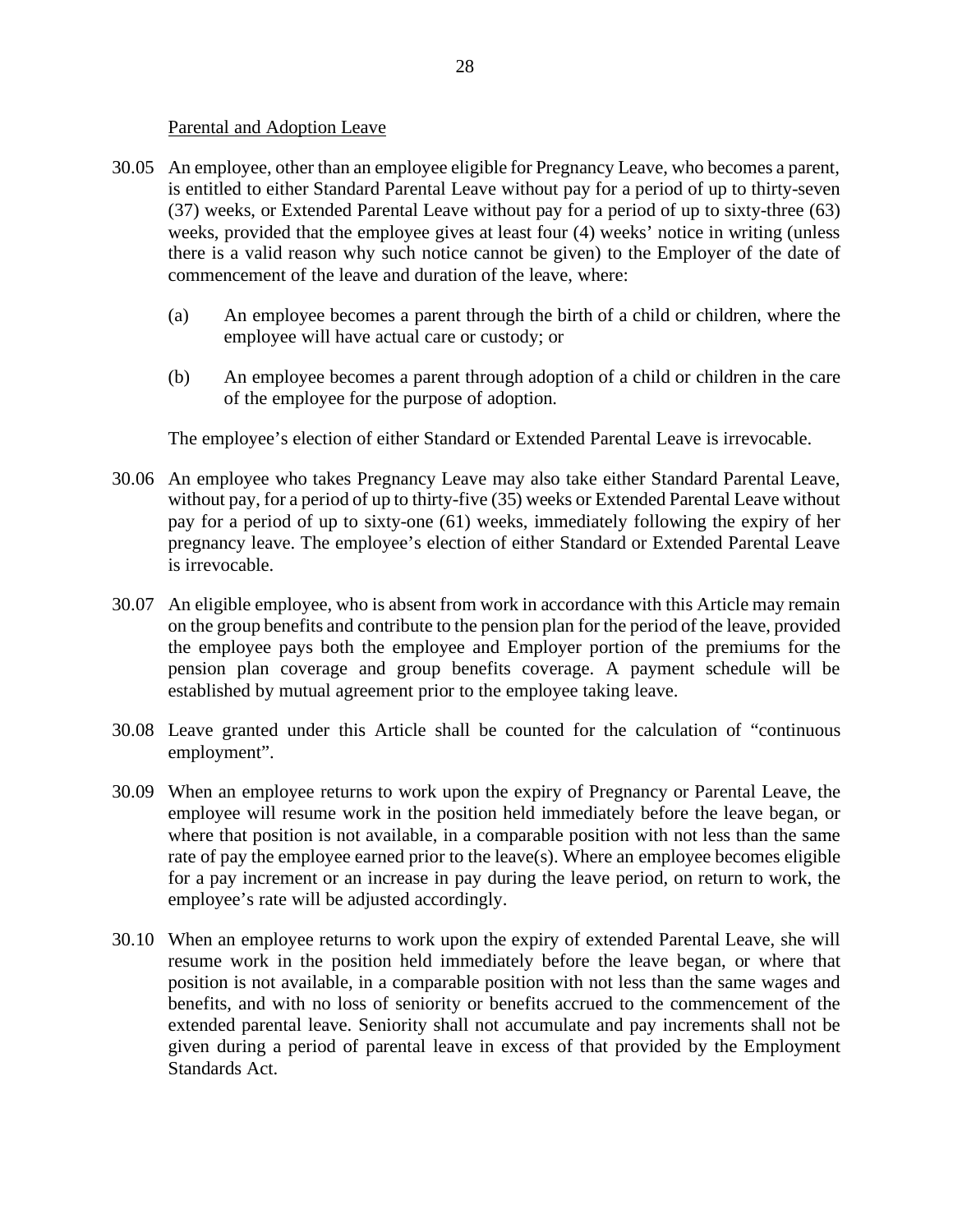Parental and Adoption Leave

30.05 An employee, other than an employee eligible for Pregnancy Leave, who becomes a parent, is entitled to either Standard Parental Leave without pay for a period of up to thirty-seven (37) weeks, or Extended Parental Leave without pay for a period of up to sixty-three (63) weeks, provided that the employee gives at least four (4) weeks' notice in writing (unless there is a valid reason why such notice cannot be given) to the Employer of the date of commencement of the leave and duration of the leave, where:

(a) An employee becomes a parent through the birth of a child or children, where the employee will have actual care or custody; or

(b) An employee becomes a parent through adoption of a child or children in the care of the employee for the purpose of adoption.

The employee's election of either Standard or Extended Parental Leave is irrevocable.

30.06 An employee who takes Pregnancy Leave may also take either Standard Parental Leave, without pay, for a period of up to thirty-five (35) weeks or Extended Parental Leave without pay for a period of up to sixty-one (61) weeks, immediately following the expiry of her pregnancy leave. The employee's election of either Standard or Extended Parental Leave is irrevocable.

30.07 An eligible employee, who is absent from work in accordance with this Article may remain on the group benefits and contribute to the pension plan for the period of the leave, provided the employee pays both the employee and Employer portion of the premiums for the pension plan coverage and group benefits coverage. A payment schedule will be established by mutual agreement prior to the employee taking leave.

30.08 Leave granted under this Article shall be counted for the calculation of "continuous employment".

30.09 When an employee returns to work upon the expiry of Pregnancy or Parental Leave, the employee will resume work in the position held immediately before the leave began, or where that position is not available, in a comparable position with not less than the same rate of pay the employee earned prior to the leave(s). Where an employee becomes eligible for a pay increment or an increase in pay during the leave period, on return to work, the employee's rate will be adjusted accordingly.

30.10 When an employee returns to work upon the expiry of extended Parental Leave, she will resume work in the position held immediately before the leave began, or where that position is not available, in a comparable position with not less than the same wages and benefits, and with no loss of seniority or benefits accrued to the commencement of the extended parental leave. Seniority shall not accumulate and pay increments shall not be given during a period of parental leave in excess of that provided by the Employment Standards Act.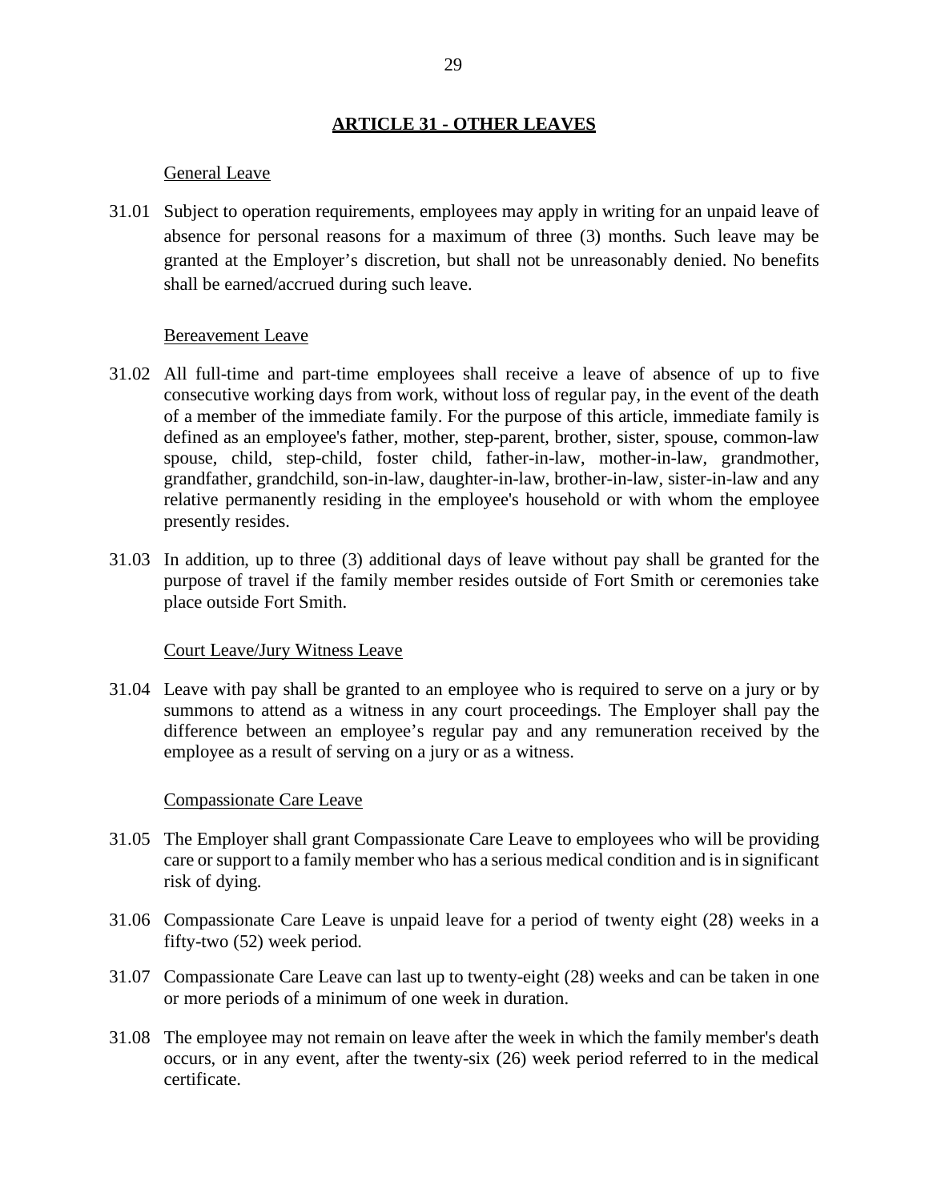## ARTICLE 31 - OTHER LEAVES

General Leave

31.01 Subject to operation requirements, employees may apply in writing for an unpaid leave of absence for personal reasons for a maximum of three (3) months. Such leave may be granted at the Employer's discretion, but shall not be unreasonably denied. No benefits shall be earned/accrued during such leave.

Bereavement Leave

31.02 All full-time and part-time employees shall receive a leave of absence of up to five consecutive working days from work, without loss of regular pay, in the event of the death of a member of the immediate family. For the purpose of this article, immediate family is defined as an employee's father, mother, step-parent, brother, sister, spouse, common-law spouse, child, step-child, foster child, father-in-law, mother-in-law, grandmother, grandfather, grandchild, son-in-law, daughter-in-law, brother-in-law, sister-in-law and any relative permanently residing in the employee's household or with whom the employee presently resides.

31.03 In addition, up to three (3) additional days of leave without pay shall be granted for the purpose of travel if the family member resides outside of Fort Smith or ceremonies take place outside Fort Smith.

Court Leave/Jury Witness Leave

31.04 Leave with pay shall be granted to an employee who is required to serve on a jury or by summons to attend as a witness in any court proceedings. The Employer shall pay the difference between an employee's regular pay and any remuneration received by the employee as a result of serving on a jury or as a witness.

Compassionate Care Leave

31.05 The Employer shall grant Compassionate Care Leave to employees who will be providing care or support to a family member who has a serious medical condition and is in significant risk of dying.

31.06 Compassionate Care Leave is unpaid leave for a period of twenty eight (28) weeks in a fifty-two (52) week period.

31.07 Compassionate Care Leave can last up to twenty-eight (28) weeks and can be taken in one or more periods of a minimum of one week in duration.

31.08 The employee may not remain on leave after the week in which the family member's death occurs, or in any event, after the twenty-six (26) week period referred to in the medical certificate.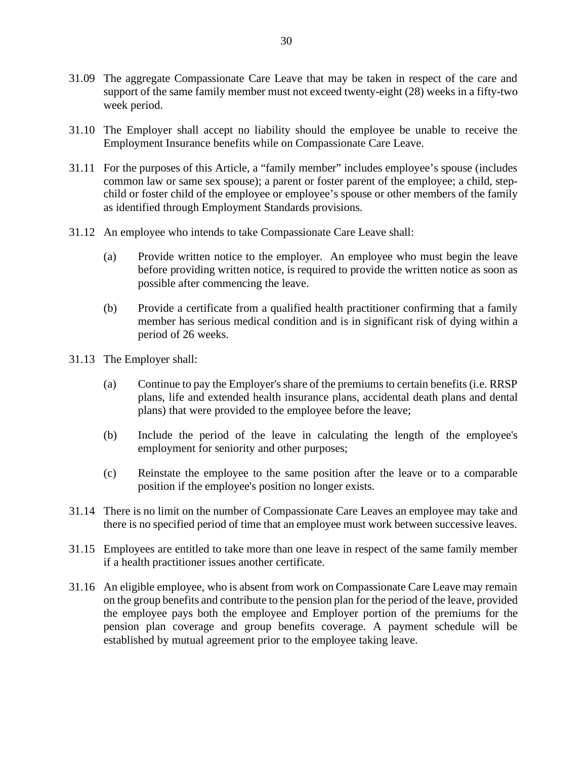31.09 The aggregate Compassionate Care Leave that may be taken in respect of the care and support of the same family member must not exceed twenty-eight (28) weeks in a fifty-two week period.

31.10 The Employer shall accept no liability should the employee be unable to receive the Employment Insurance benefits while on Compassionate Care Leave.

31.11 For the purposes of this Article, a "family member" includes employee's spouse (includes common law or same sex spouse); a parent or foster parent of the employee; a child, step-child or foster child of the employee or employee's spouse or other members of the family as identified through Employment Standards provisions.

31.12 An employee who intends to take Compassionate Care Leave shall:

(a) Provide written notice to the employer. An employee who must begin the leave before providing written notice, is required to provide the written notice as soon as possible after commencing the leave.

(b) Provide a certificate from a qualified health practitioner confirming that a family member has serious medical condition and is in significant risk of dying within a period of 26 weeks.

31.13 The Employer shall:

(a) Continue to pay the Employer's share of the premiums to certain benefits (i.e. RRSP plans, life and extended health insurance plans, accidental death plans and dental plans) that were provided to the employee before the leave;

(b) Include the period of the leave in calculating the length of the employee's employment for seniority and other purposes;

(c) Reinstate the employee to the same position after the leave or to a comparable position if the employee's position no longer exists.

31.14 There is no limit on the number of Compassionate Care Leaves an employee may take and there is no specified period of time that an employee must work between successive leaves.

31.15 Employees are entitled to take more than one leave in respect of the same family member if a health practitioner issues another certificate.

31.16 An eligible employee, who is absent from work on Compassionate Care Leave may remain on the group benefits and contribute to the pension plan for the period of the leave, provided the employee pays both the employee and Employer portion of the premiums for the pension plan coverage and group benefits coverage. A payment schedule will be established by mutual agreement prior to the employee taking leave.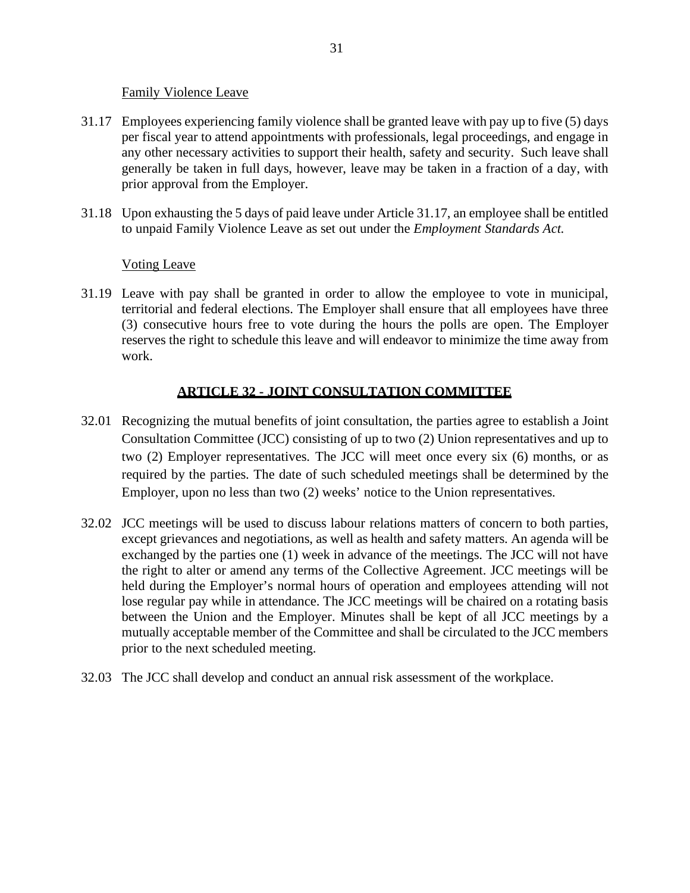Family Violence Leave

31.17 Employees experiencing family violence shall be granted leave with pay up to five (5) days per fiscal year to attend appointments with professionals, legal proceedings, and engage in any other necessary activities to support their health, safety and security. Such leave shall generally be taken in full days, however, leave may be taken in a fraction of a day, with prior approval from the Employer.

31.18 Upon exhausting the 5 days of paid leave under Article 31.17, an employee shall be entitled to unpaid Family Violence Leave as set out under the *Employment Standards Act.*

Voting Leave

31.19 Leave with pay shall be granted in order to allow the employee to vote in municipal, territorial and federal elections. The Employer shall ensure that all employees have three (3) consecutive hours free to vote during the hours the polls are open. The Employer reserves the right to schedule this leave and will endeavor to minimize the time away from work.

## ARTICLE 32 - JOINT CONSULTATION COMMITTEE

32.01 Recognizing the mutual benefits of joint consultation, the parties agree to establish a Joint Consultation Committee (JCC) consisting of up to two (2) Union representatives and up to two (2) Employer representatives. The JCC will meet once every six (6) months, or as required by the parties. The date of such scheduled meetings shall be determined by the Employer, upon no less than two (2) weeks' notice to the Union representatives.

32.02 JCC meetings will be used to discuss labour relations matters of concern to both parties, except grievances and negotiations, as well as health and safety matters. An agenda will be exchanged by the parties one (1) week in advance of the meetings. The JCC will not have the right to alter or amend any terms of the Collective Agreement. JCC meetings will be held during the Employer's normal hours of operation and employees attending will not lose regular pay while in attendance. The JCC meetings will be chaired on a rotating basis between the Union and the Employer. Minutes shall be kept of all JCC meetings by a mutually acceptable member of the Committee and shall be circulated to the JCC members prior to the next scheduled meeting.

32.03 The JCC shall develop and conduct an annual risk assessment of the workplace.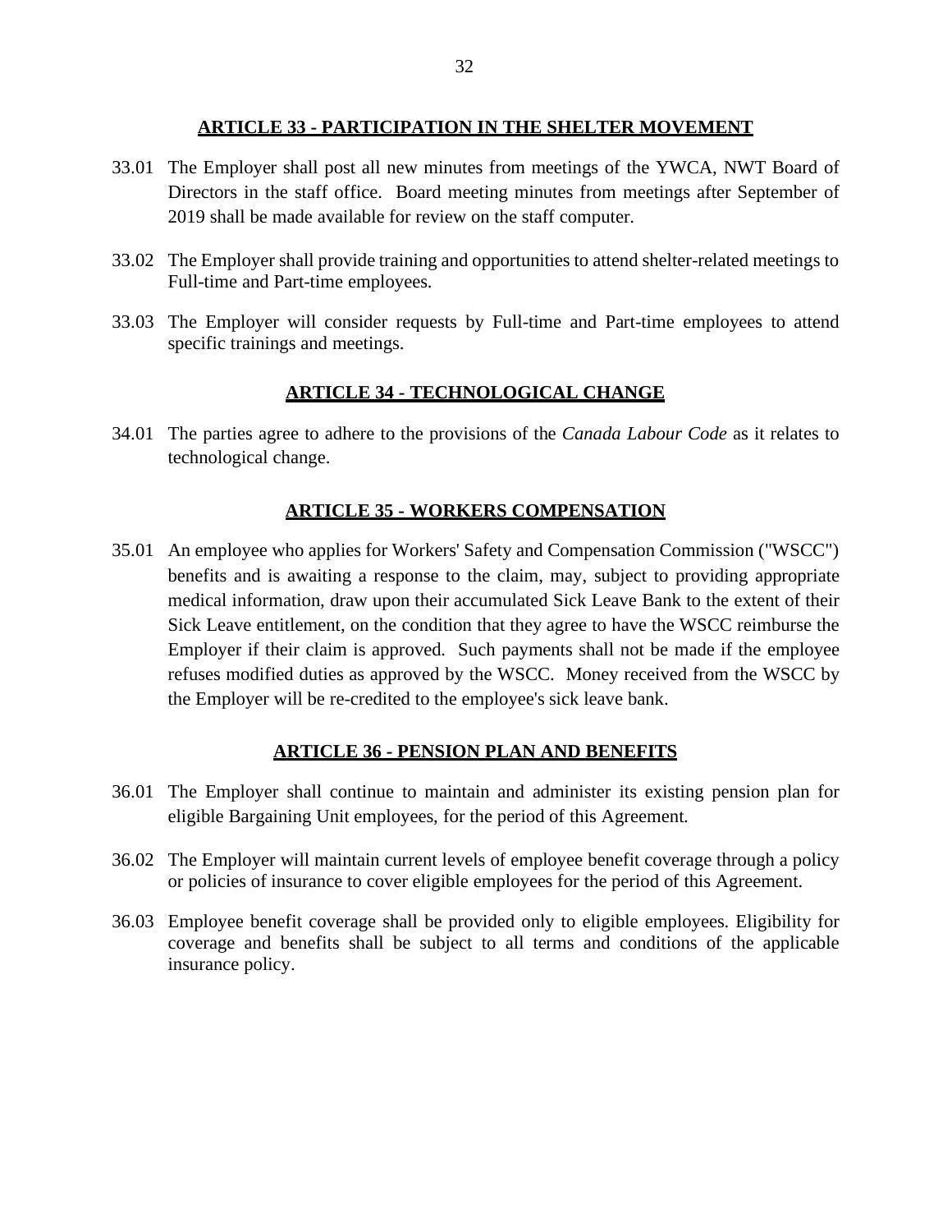## ARTICLE 33 - PARTICIPATION IN THE SHELTER MOVEMENT

33.01 The Employer shall post all new minutes from meetings of the YWCA, NWT Board of Directors in the staff office. Board meeting minutes from meetings after September of 2019 shall be made available for review on the staff computer.

33.02 The Employer shall provide training and opportunities to attend shelter-related meetings to Full-time and Part-time employees.

33.03 The Employer will consider requests by Full-time and Part-time employees to attend specific trainings and meetings.

## ARTICLE 34 - TECHNOLOGICAL CHANGE

34.01 The parties agree to adhere to the provisions of the *Canada Labour Code* as it relates to technological change.

## ARTICLE 35 - WORKERS COMPENSATION

35.01 An employee who applies for Workers' Safety and Compensation Commission ("WSCC") benefits and is awaiting a response to the claim, may, subject to providing appropriate medical information, draw upon their accumulated Sick Leave Bank to the extent of their Sick Leave entitlement, on the condition that they agree to have the WSCC reimburse the Employer if their claim is approved. Such payments shall not be made if the employee refuses modified duties as approved by the WSCC. Money received from the WSCC by the Employer will be re-credited to the employee's sick leave bank.

## ARTICLE 36 - PENSION PLAN AND BENEFITS

36.01 The Employer shall continue to maintain and administer its existing pension plan for eligible Bargaining Unit employees, for the period of this Agreement.

36.02 The Employer will maintain current levels of employee benefit coverage through a policy or policies of insurance to cover eligible employees for the period of this Agreement.

36.03 Employee benefit coverage shall be provided only to eligible employees. Eligibility for coverage and benefits shall be subject to all terms and conditions of the applicable insurance policy.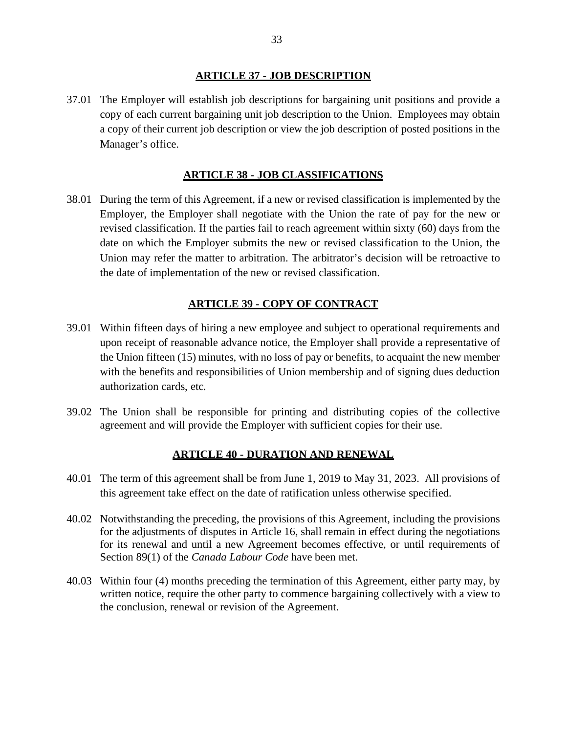## ARTICLE 37 - JOB DESCRIPTION

37.01 The Employer will establish job descriptions for bargaining unit positions and provide a copy of each current bargaining unit job description to the Union. Employees may obtain a copy of their current job description or view the job description of posted positions in the Manager's office.

## ARTICLE 38 - JOB CLASSIFICATIONS

38.01 During the term of this Agreement, if a new or revised classification is implemented by the Employer, the Employer shall negotiate with the Union the rate of pay for the new or revised classification. If the parties fail to reach agreement within sixty (60) days from the date on which the Employer submits the new or revised classification to the Union, the Union may refer the matter to arbitration. The arbitrator's decision will be retroactive to the date of implementation of the new or revised classification.

## ARTICLE 39 - COPY OF CONTRACT

39.01 Within fifteen days of hiring a new employee and subject to operational requirements and upon receipt of reasonable advance notice, the Employer shall provide a representative of the Union fifteen (15) minutes, with no loss of pay or benefits, to acquaint the new member with the benefits and responsibilities of Union membership and of signing dues deduction authorization cards, etc.

39.02 The Union shall be responsible for printing and distributing copies of the collective agreement and will provide the Employer with sufficient copies for their use.

## ARTICLE 40 - DURATION AND RENEWAL

40.01 The term of this agreement shall be from June 1, 2019 to May 31, 2023. All provisions of this agreement take effect on the date of ratification unless otherwise specified.

40.02 Notwithstanding the preceding, the provisions of this Agreement, including the provisions for the adjustments of disputes in Article 16, shall remain in effect during the negotiations for its renewal and until a new Agreement becomes effective, or until requirements of Section 89(1) of the *Canada Labour Code* have been met.

40.03 Within four (4) months preceding the termination of this Agreement, either party may, by written notice, require the other party to commence bargaining collectively with a view to the conclusion, renewal or revision of the Agreement.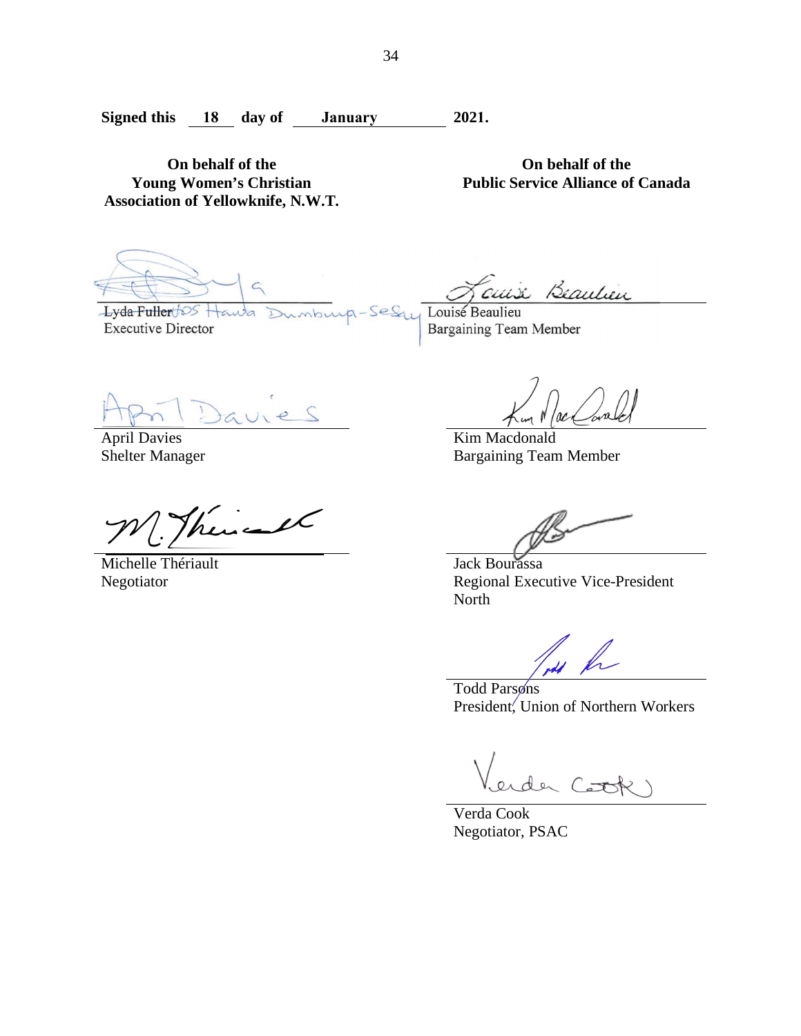**Signed this 18 day of January 2021.**

| **On behalf of the Young Women's Christian Association of Yellowknife, N.W.T.** | **On behalf of the Public Service Alliance of Canada** |
|---|---|
| ~~Lyda Fuller~~ Hawa Dumbuya-Sesay<br>Executive Director | Louise Beaulieu<br>Bargaining Team Member |
| April Davies<br>Shelter Manager | Kim Macdonald<br>Bargaining Team Member |
| Michelle Thériault<br>Negotiator | Jack Bourassa<br>Regional Executive Vice-President North |
| | Todd Parsons<br>President, Union of Northern Workers |
| | Verda Cook<br>Negotiator, PSAC |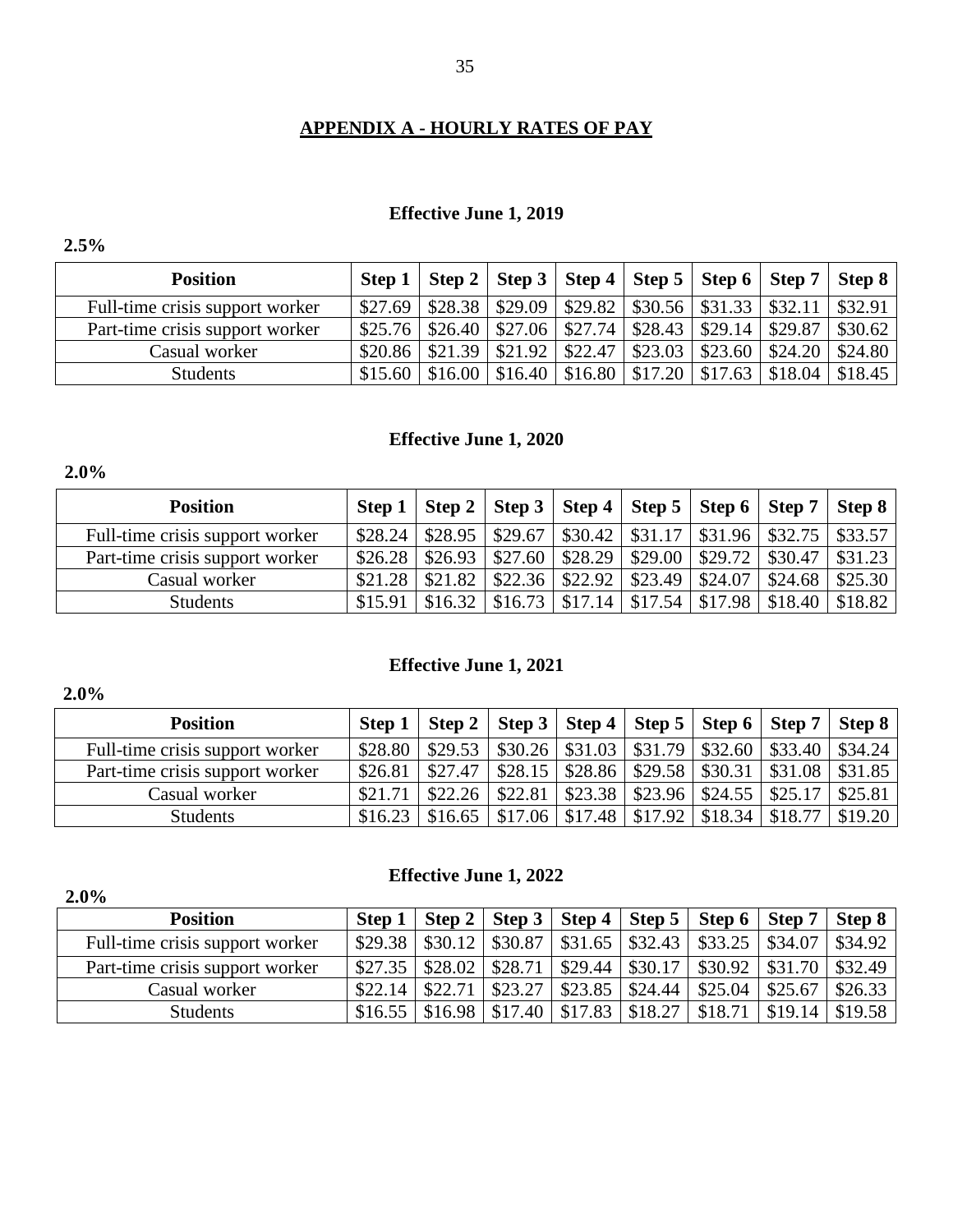## APPENDIX A - HOURLY RATES OF PAY

### Effective June 1, 2019

**2.5%**

| Position | Step 1 | Step 2 | Step 3 | Step 4 | Step 5 | Step 6 | Step 7 | Step 8 |
|---|---|---|---|---|---|---|---|---|
| Full-time crisis support worker | $27.69 | $28.38 | $29.09 | $29.82 | $30.56 | $31.33 | $32.11 | $32.91 |
| Part-time crisis support worker | $25.76 | $26.40 | $27.06 | $27.74 | $28.43 | $29.14 | $29.87 | $30.62 |
| Casual worker | $20.86 | $21.39 | $21.92 | $22.47 | $23.03 | $23.60 | $24.20 | $24.80 |
| Students | $15.60 | $16.00 | $16.40 | $16.80 | $17.20 | $17.63 | $18.04 | $18.45 |

### Effective June 1, 2020

**2.0%**

| Position | Step 1 | Step 2 | Step 3 | Step 4 | Step 5 | Step 6 | Step 7 | Step 8 |
|---|---|---|---|---|---|---|---|---|
| Full-time crisis support worker | $28.24 | $28.95 | $29.67 | $30.42 | $31.17 | $31.96 | $32.75 | $33.57 |
| Part-time crisis support worker | $26.28 | $26.93 | $27.60 | $28.29 | $29.00 | $29.72 | $30.47 | $31.23 |
| Casual worker | $21.28 | $21.82 | $22.36 | $22.92 | $23.49 | $24.07 | $24.68 | $25.30 |
| Students | $15.91 | $16.32 | $16.73 | $17.14 | $17.54 | $17.98 | $18.40 | $18.82 |

### Effective June 1, 2021

**2.0%**

| Position | Step 1 | Step 2 | Step 3 | Step 4 | Step 5 | Step 6 | Step 7 | Step 8 |
|---|---|---|---|---|---|---|---|---|
| Full-time crisis support worker | $28.80 | $29.53 | $30.26 | $31.03 | $31.79 | $32.60 | $33.40 | $34.24 |
| Part-time crisis support worker | $26.81 | $27.47 | $28.15 | $28.86 | $29.58 | $30.31 | $31.08 | $31.85 |
| Casual worker | $21.71 | $22.26 | $22.81 | $23.38 | $23.96 | $24.55 | $25.17 | $25.81 |
| Students | $16.23 | $16.65 | $17.06 | $17.48 | $17.92 | $18.34 | $18.77 | $19.20 |

### Effective June 1, 2022

**2.0%**

| Position | Step 1 | Step 2 | Step 3 | Step 4 | Step 5 | Step 6 | Step 7 | Step 8 |
|---|---|---|---|---|---|---|---|---|
| Full-time crisis support worker | $29.38 | $30.12 | $30.87 | $31.65 | $32.43 | $33.25 | $34.07 | $34.92 |
| Part-time crisis support worker | $27.35 | $28.02 | $28.71 | $29.44 | $30.17 | $30.92 | $31.70 | $32.49 |
| Casual worker | $22.14 | $22.71 | $23.27 | $23.85 | $24.44 | $25.04 | $25.67 | $26.33 |
| Students | $16.55 | $16.98 | $17.40 | $17.83 | $18.27 | $18.71 | $19.14 | $19.58 |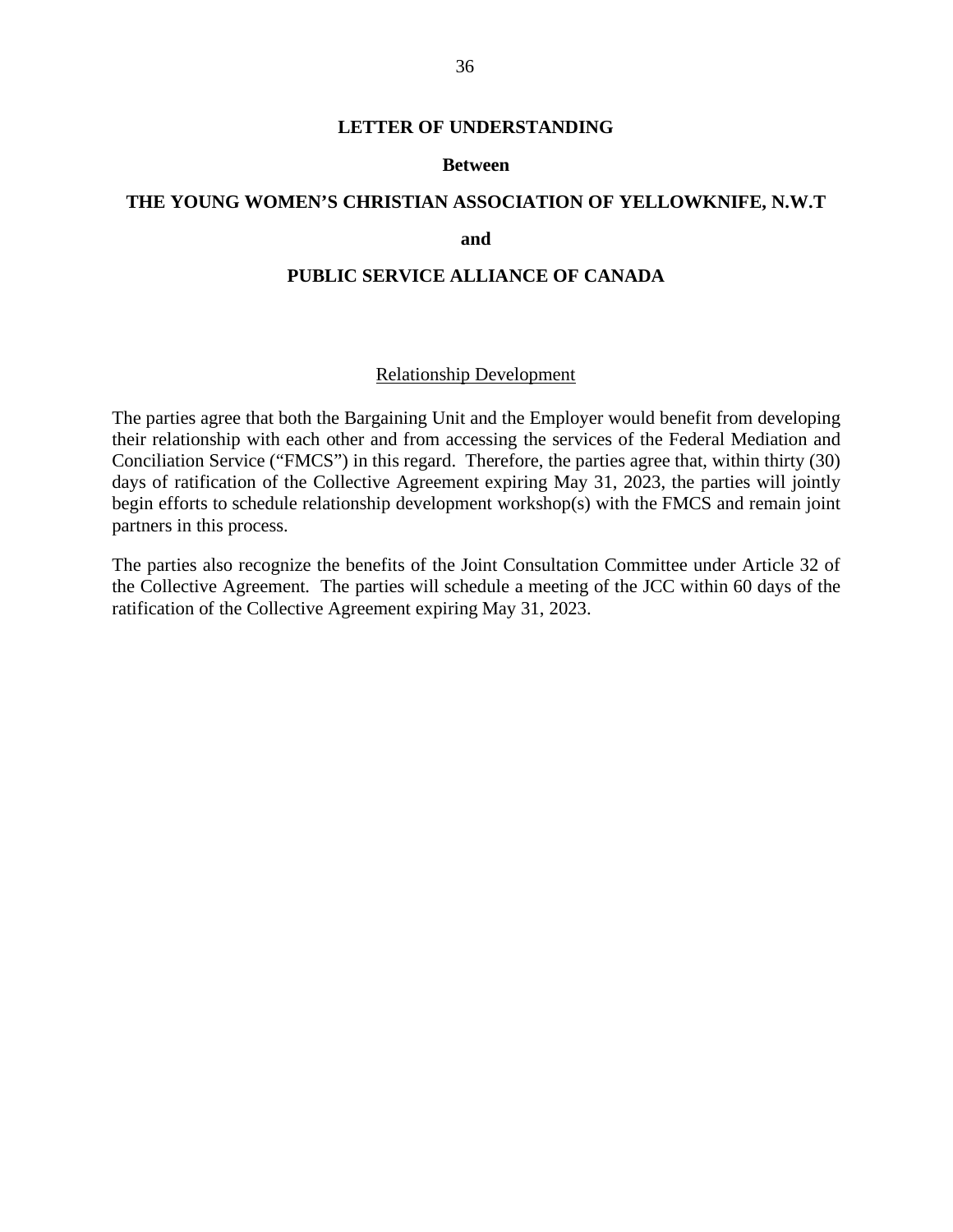# LETTER OF UNDERSTANDING

**Between**

**THE YOUNG WOMEN'S CHRISTIAN ASSOCIATION OF YELLOWKNIFE, N.W.T**

**and**

**PUBLIC SERVICE ALLIANCE OF CANADA**

## Relationship Development

The parties agree that both the Bargaining Unit and the Employer would benefit from developing their relationship with each other and from accessing the services of the Federal Mediation and Conciliation Service ("FMCS") in this regard. Therefore, the parties agree that, within thirty (30) days of ratification of the Collective Agreement expiring May 31, 2023, the parties will jointly begin efforts to schedule relationship development workshop(s) with the FMCS and remain joint partners in this process.

The parties also recognize the benefits of the Joint Consultation Committee under Article 32 of the Collective Agreement. The parties will schedule a meeting of the JCC within 60 days of the ratification of the Collective Agreement expiring May 31, 2023.